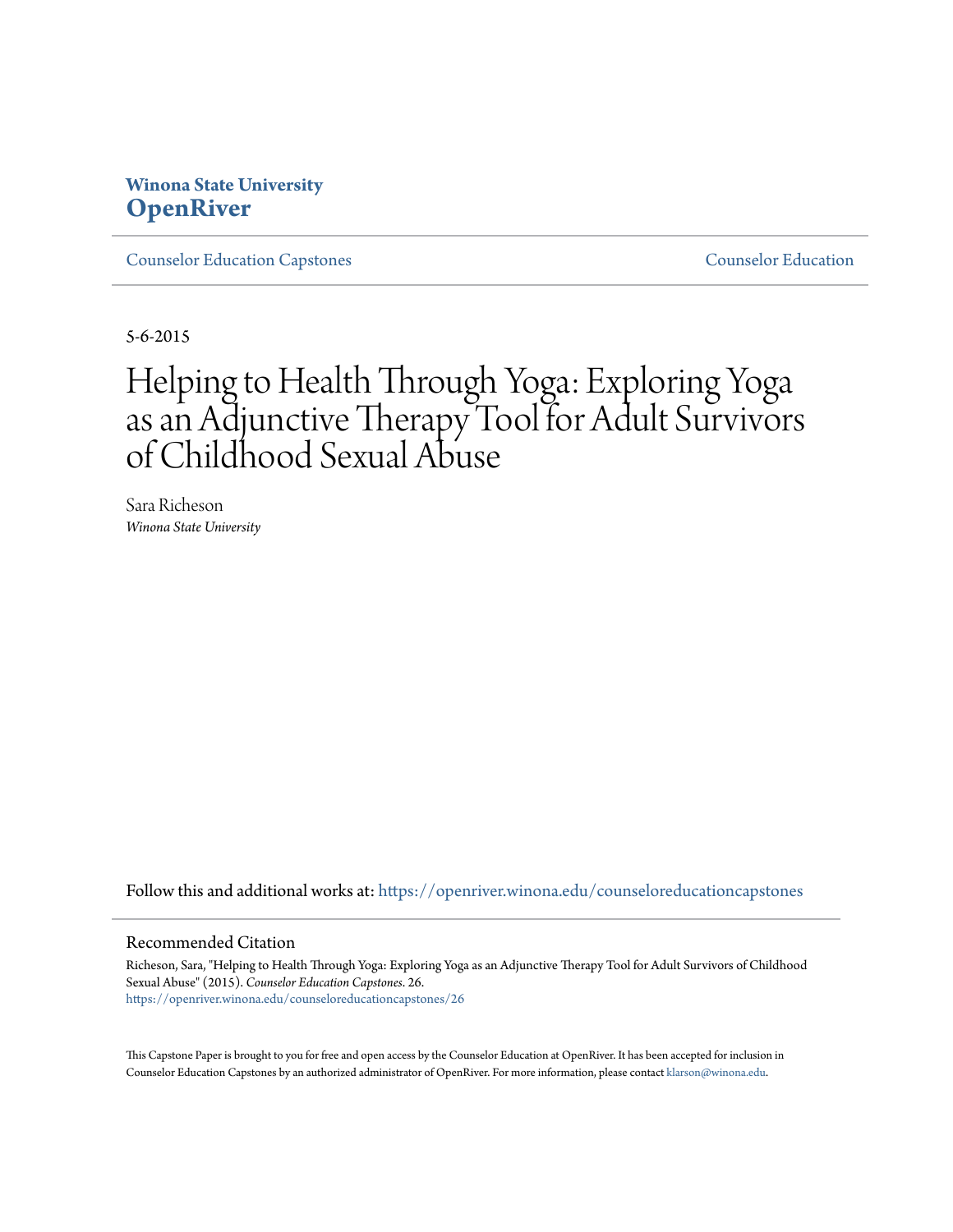Winona State University
**OpenRiver**

Counselor Education Capstones | Counselor Education

5-6-2015

# Helping to Health Through Yoga: Exploring Yoga as an Adjunctive Therapy Tool for Adult Survivors of Childhood Sexual Abuse

Sara Richeson
*Winona State University*

Follow this and additional works at: https://openriver.winona.edu/counseloreducationcapstones

## Recommended Citation

Richeson, Sara, "Helping to Health Through Yoga: Exploring Yoga as an Adjunctive Therapy Tool for Adult Survivors of Childhood Sexual Abuse" (2015). *Counselor Education Capstones*. 26.
https://openriver.winona.edu/counseloreducationcapstones/26

This Capstone Paper is brought to you for free and open access by the Counselor Education at OpenRiver. It has been accepted for inclusion in Counselor Education Capstones by an authorized administrator of OpenRiver. For more information, please contact klarson@winona.edu.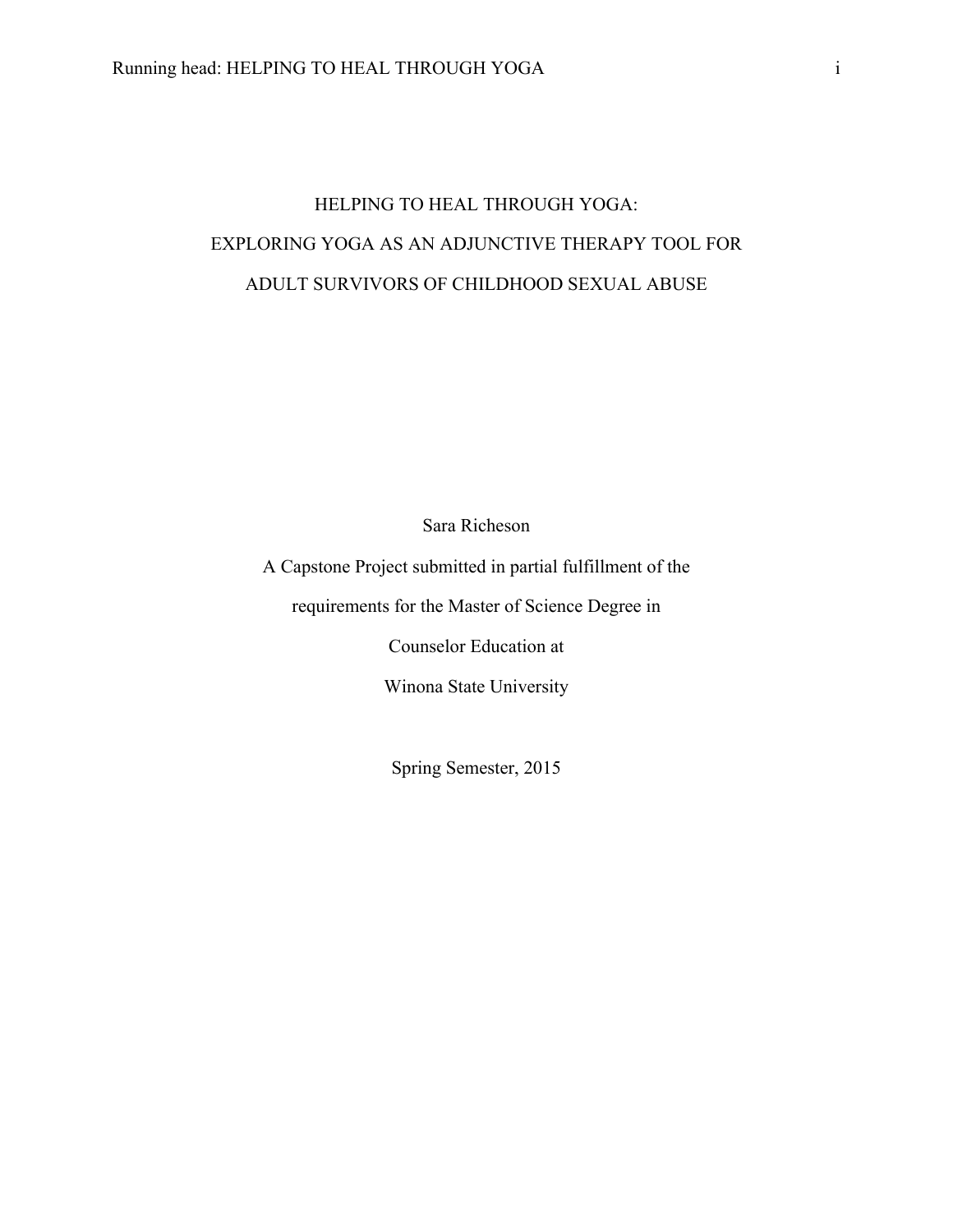# HELPING TO HEAL THROUGH YOGA:

# EXPLORING YOGA AS AN ADJUNCTIVE THERAPY TOOL FOR

# ADULT SURVIVORS OF CHILDHOOD SEXUAL ABUSE

Sara Richeson

A Capstone Project submitted in partial fulfillment of the

requirements for the Master of Science Degree in

Counselor Education at

Winona State University

Spring Semester, 2015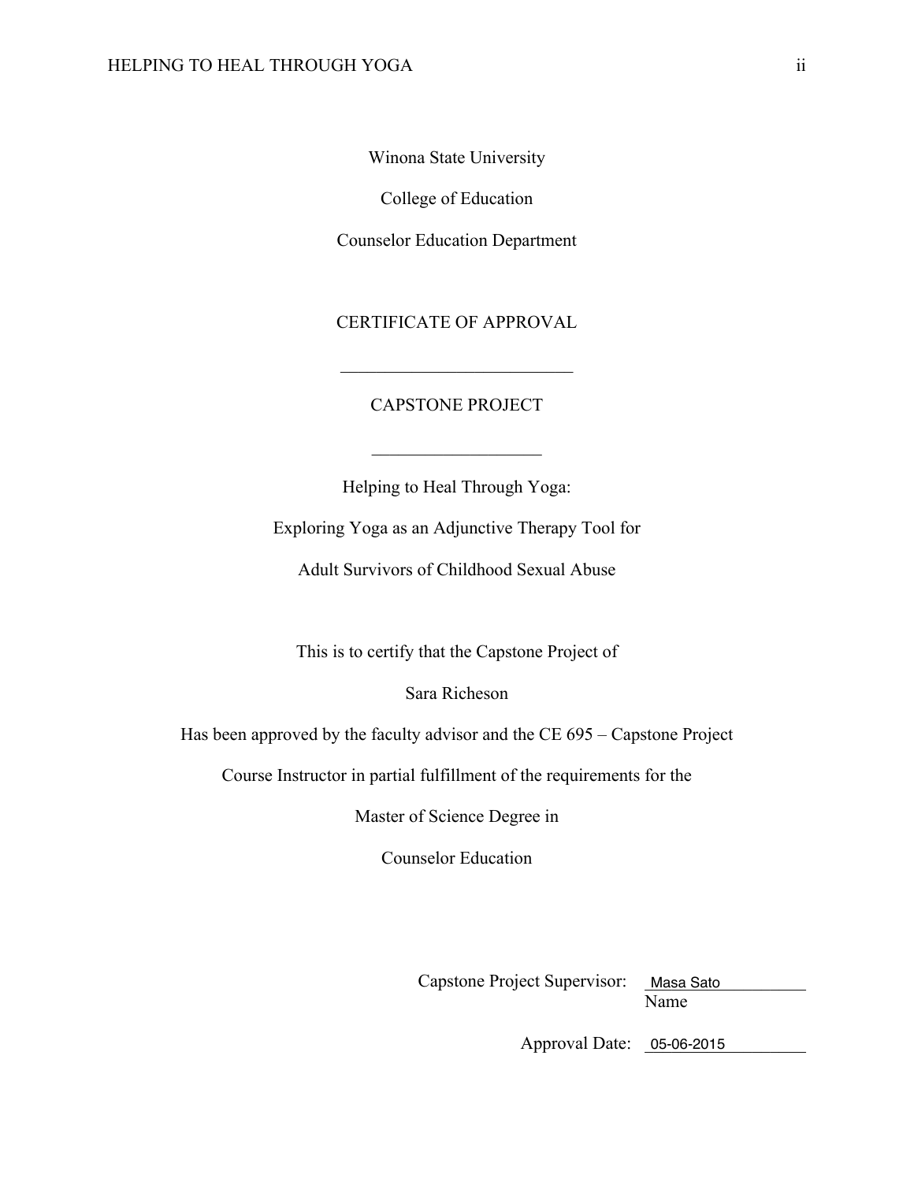Winona State University

College of Education

Counselor Education Department

CERTIFICATE OF APPROVAL

---

CAPSTONE PROJECT

---

Helping to Heal Through Yoga:

Exploring Yoga as an Adjunctive Therapy Tool for

Adult Survivors of Childhood Sexual Abuse

This is to certify that the Capstone Project of

Sara Richeson

Has been approved by the faculty advisor and the CE 695 – Capstone Project

Course Instructor in partial fulfillment of the requirements for the

Master of Science Degree in

Counselor Education

Capstone Project Supervisor: Masa Sato
Name

Approval Date: 05-06-2015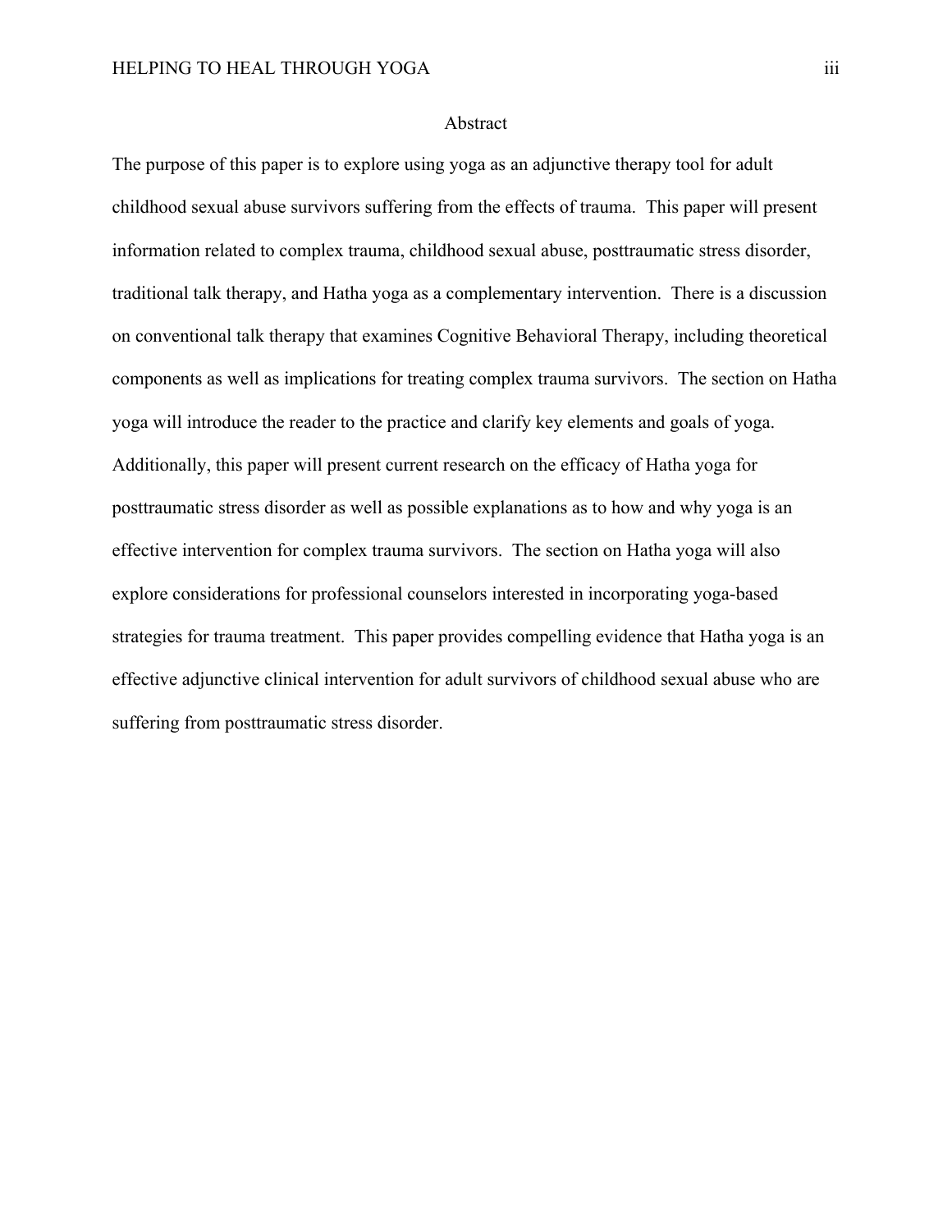# Abstract

The purpose of this paper is to explore using yoga as an adjunctive therapy tool for adult childhood sexual abuse survivors suffering from the effects of trauma. This paper will present information related to complex trauma, childhood sexual abuse, posttraumatic stress disorder, traditional talk therapy, and Hatha yoga as a complementary intervention. There is a discussion on conventional talk therapy that examines Cognitive Behavioral Therapy, including theoretical components as well as implications for treating complex trauma survivors. The section on Hatha yoga will introduce the reader to the practice and clarify key elements and goals of yoga. Additionally, this paper will present current research on the efficacy of Hatha yoga for posttraumatic stress disorder as well as possible explanations as to how and why yoga is an effective intervention for complex trauma survivors. The section on Hatha yoga will also explore considerations for professional counselors interested in incorporating yoga-based strategies for trauma treatment. This paper provides compelling evidence that Hatha yoga is an effective adjunctive clinical intervention for adult survivors of childhood sexual abuse who are suffering from posttraumatic stress disorder.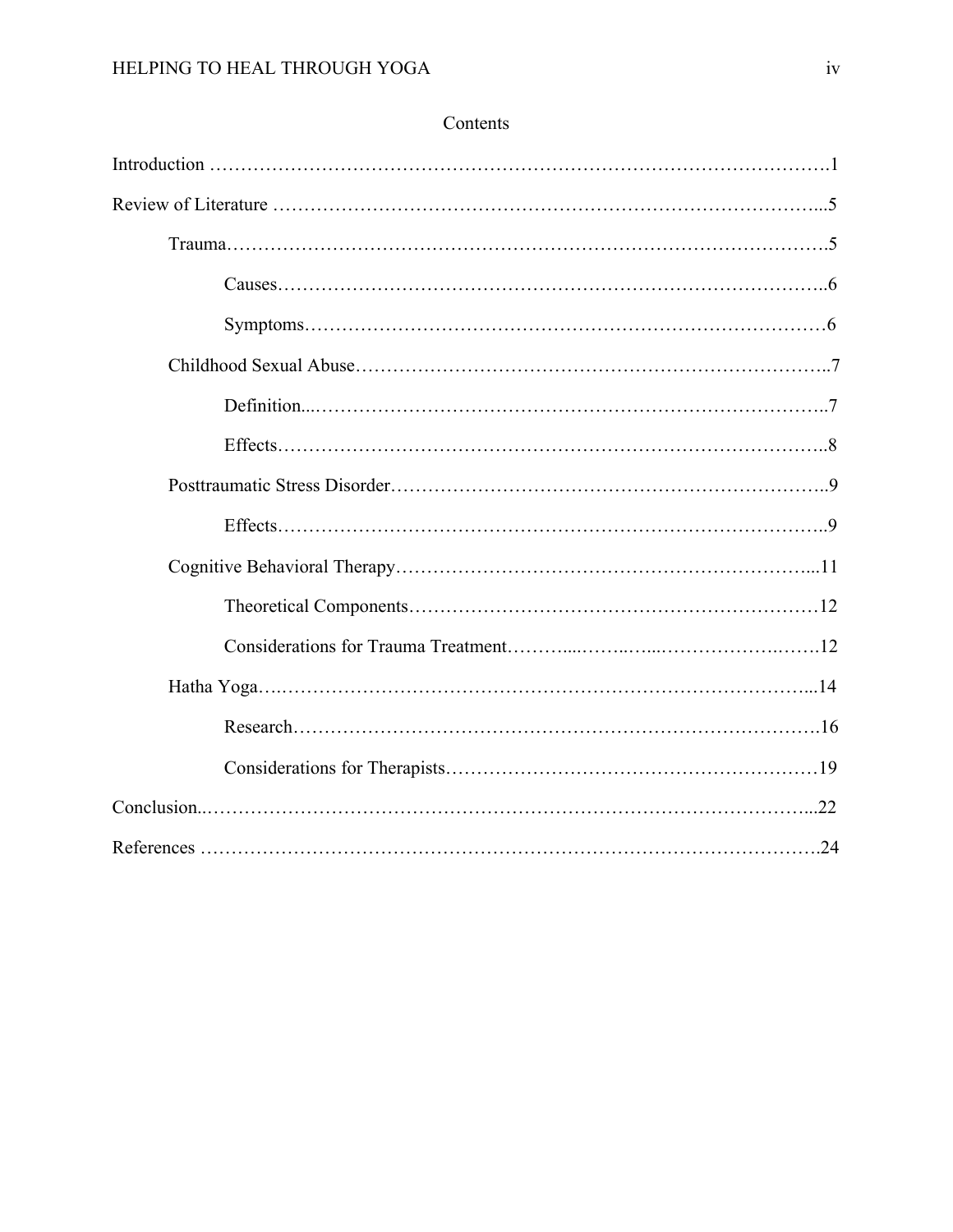# Contents

Introduction ……………………………………………………………………………………….1

Review of Literature …………………………………………………………………………...5

- Trauma……………………………………………………………………………….5
  - Causes……………………………………………………………………………..6
  - Symptoms………………………………………………………………………6
- Childhood Sexual Abuse……………………………………………………………..7
  - Definition...……………………………………………………………………..7
  - Effects……………………………………………………………………………..8
- Posttraumatic Stress Disorder………………………………………………………..9
  - Effects……………………………………………………………………………..9
- Cognitive Behavioral Therapy…………………………………………………...11
  - Theoretical Components………………………………………………………12
  - Considerations for Trauma Treatment………...……..…...……………….…….12
- Hatha Yoga….……………………………………………………………………...14
  - Research………………………………………………………………………….16
  - Considerations for Therapists…………………………………………………19

Conclusion..……………………………………………………………………………………...22

References ……………………………………………………………………………………….24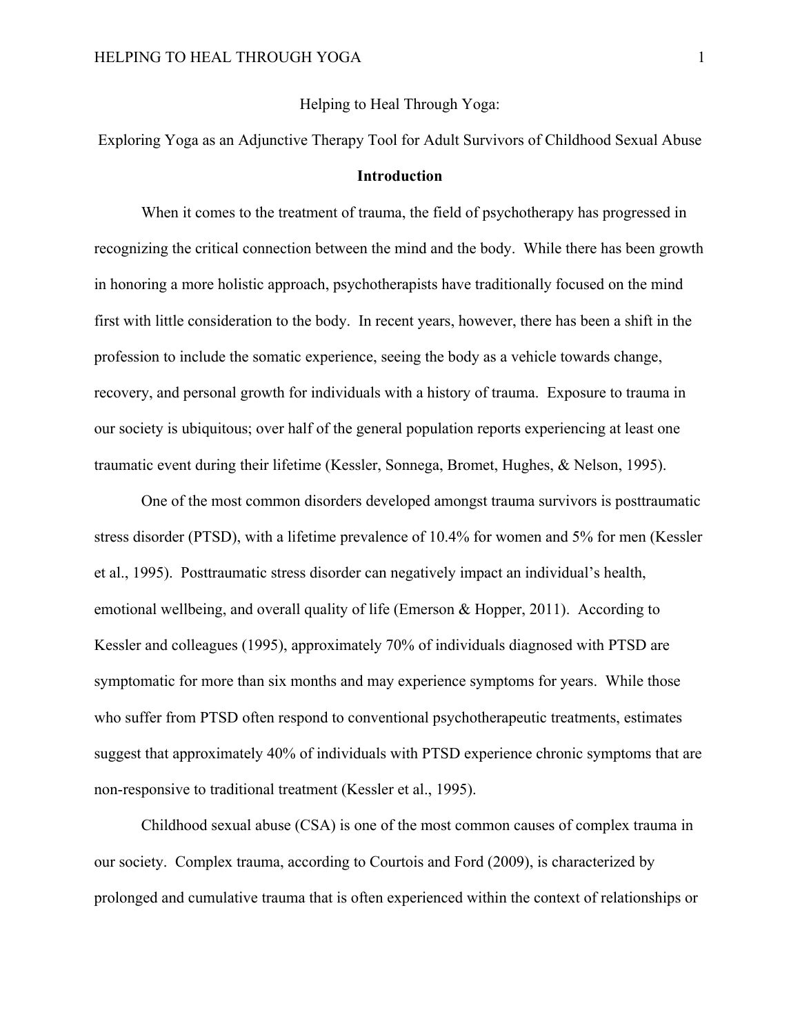# Helping to Heal Through Yoga:

## Exploring Yoga as an Adjunctive Therapy Tool for Adult Survivors of Childhood Sexual Abuse

### Introduction

When it comes to the treatment of trauma, the field of psychotherapy has progressed in recognizing the critical connection between the mind and the body. While there has been growth in honoring a more holistic approach, psychotherapists have traditionally focused on the mind first with little consideration to the body. In recent years, however, there has been a shift in the profession to include the somatic experience, seeing the body as a vehicle towards change, recovery, and personal growth for individuals with a history of trauma. Exposure to trauma in our society is ubiquitous; over half of the general population reports experiencing at least one traumatic event during their lifetime (Kessler, Sonnega, Bromet, Hughes, & Nelson, 1995).

One of the most common disorders developed amongst trauma survivors is posttraumatic stress disorder (PTSD), with a lifetime prevalence of 10.4% for women and 5% for men (Kessler et al., 1995). Posttraumatic stress disorder can negatively impact an individual's health, emotional wellbeing, and overall quality of life (Emerson & Hopper, 2011). According to Kessler and colleagues (1995), approximately 70% of individuals diagnosed with PTSD are symptomatic for more than six months and may experience symptoms for years. While those who suffer from PTSD often respond to conventional psychotherapeutic treatments, estimates suggest that approximately 40% of individuals with PTSD experience chronic symptoms that are non-responsive to traditional treatment (Kessler et al., 1995).

Childhood sexual abuse (CSA) is one of the most common causes of complex trauma in our society. Complex trauma, according to Courtois and Ford (2009), is characterized by prolonged and cumulative trauma that is often experienced within the context of relationships or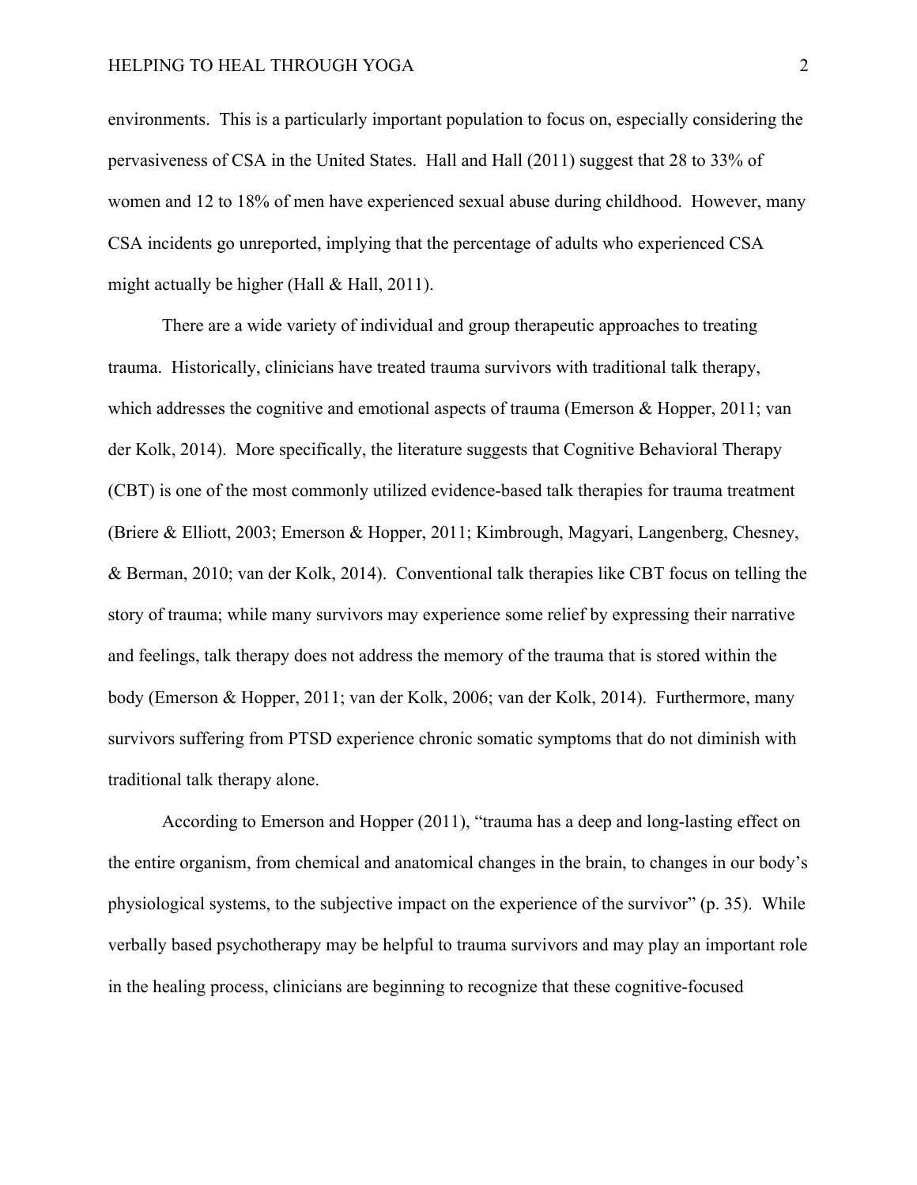environments. This is a particularly important population to focus on, especially considering the pervasiveness of CSA in the United States. Hall and Hall (2011) suggest that 28 to 33% of women and 12 to 18% of men have experienced sexual abuse during childhood. However, many CSA incidents go unreported, implying that the percentage of adults who experienced CSA might actually be higher (Hall & Hall, 2011).

There are a wide variety of individual and group therapeutic approaches to treating trauma. Historically, clinicians have treated trauma survivors with traditional talk therapy, which addresses the cognitive and emotional aspects of trauma (Emerson & Hopper, 2011; van der Kolk, 2014). More specifically, the literature suggests that Cognitive Behavioral Therapy (CBT) is one of the most commonly utilized evidence-based talk therapies for trauma treatment (Briere & Elliott, 2003; Emerson & Hopper, 2011; Kimbrough, Magyari, Langenberg, Chesney, & Berman, 2010; van der Kolk, 2014). Conventional talk therapies like CBT focus on telling the story of trauma; while many survivors may experience some relief by expressing their narrative and feelings, talk therapy does not address the memory of the trauma that is stored within the body (Emerson & Hopper, 2011; van der Kolk, 2006; van der Kolk, 2014). Furthermore, many survivors suffering from PTSD experience chronic somatic symptoms that do not diminish with traditional talk therapy alone.

According to Emerson and Hopper (2011), "trauma has a deep and long-lasting effect on the entire organism, from chemical and anatomical changes in the brain, to changes in our body's physiological systems, to the subjective impact on the experience of the survivor" (p. 35). While verbally based psychotherapy may be helpful to trauma survivors and may play an important role in the healing process, clinicians are beginning to recognize that these cognitive-focused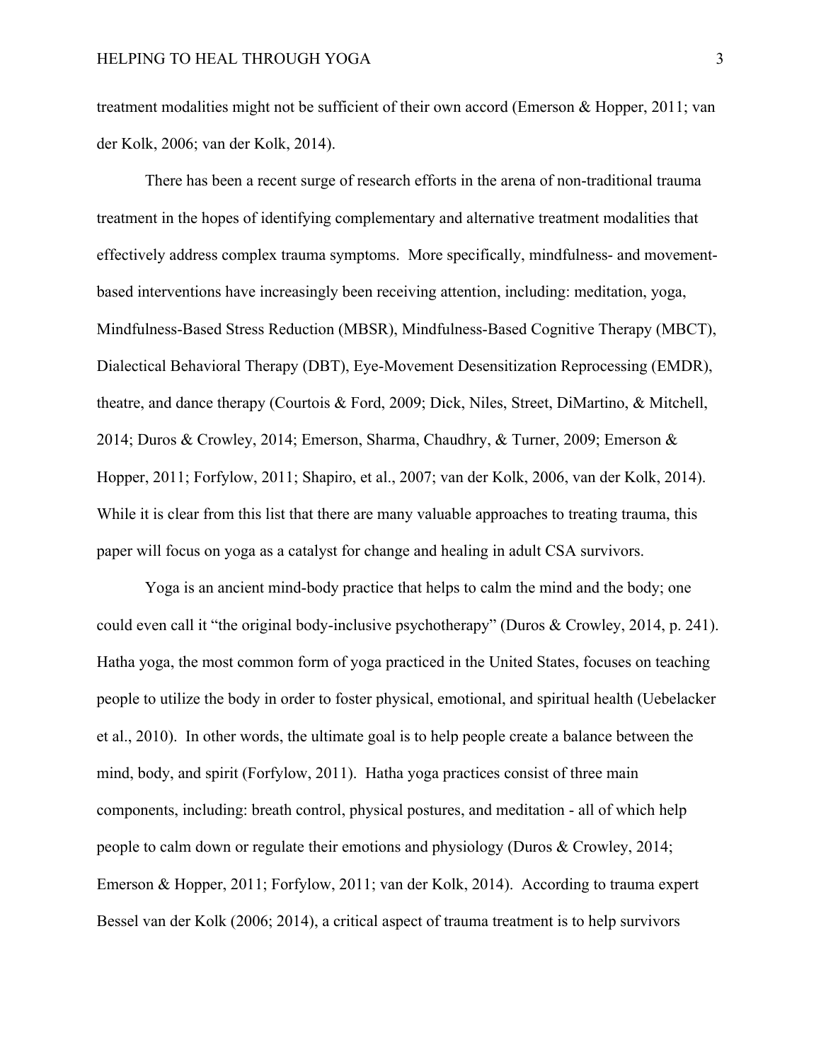treatment modalities might not be sufficient of their own accord (Emerson & Hopper, 2011; van der Kolk, 2006; van der Kolk, 2014).

There has been a recent surge of research efforts in the arena of non-traditional trauma treatment in the hopes of identifying complementary and alternative treatment modalities that effectively address complex trauma symptoms. More specifically, mindfulness- and movement-based interventions have increasingly been receiving attention, including: meditation, yoga, Mindfulness-Based Stress Reduction (MBSR), Mindfulness-Based Cognitive Therapy (MBCT), Dialectical Behavioral Therapy (DBT), Eye-Movement Desensitization Reprocessing (EMDR), theatre, and dance therapy (Courtois & Ford, 2009; Dick, Niles, Street, DiMartino, & Mitchell, 2014; Duros & Crowley, 2014; Emerson, Sharma, Chaudhry, & Turner, 2009; Emerson & Hopper, 2011; Forfylow, 2011; Shapiro, et al., 2007; van der Kolk, 2006, van der Kolk, 2014). While it is clear from this list that there are many valuable approaches to treating trauma, this paper will focus on yoga as a catalyst for change and healing in adult CSA survivors.

Yoga is an ancient mind-body practice that helps to calm the mind and the body; one could even call it "the original body-inclusive psychotherapy" (Duros & Crowley, 2014, p. 241). Hatha yoga, the most common form of yoga practiced in the United States, focuses on teaching people to utilize the body in order to foster physical, emotional, and spiritual health (Uebelacker et al., 2010). In other words, the ultimate goal is to help people create a balance between the mind, body, and spirit (Forfylow, 2011). Hatha yoga practices consist of three main components, including: breath control, physical postures, and meditation - all of which help people to calm down or regulate their emotions and physiology (Duros & Crowley, 2014; Emerson & Hopper, 2011; Forfylow, 2011; van der Kolk, 2014). According to trauma expert Bessel van der Kolk (2006; 2014), a critical aspect of trauma treatment is to help survivors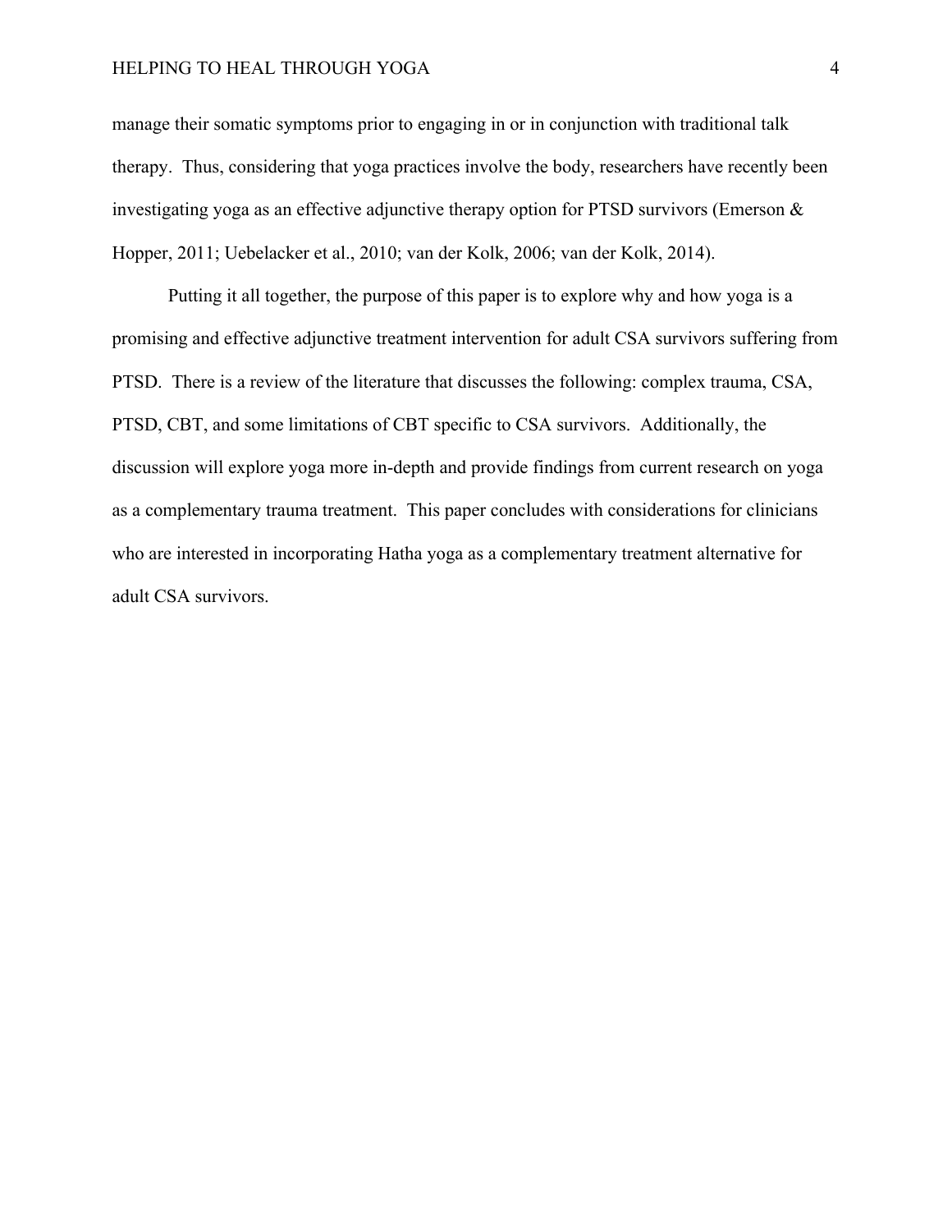manage their somatic symptoms prior to engaging in or in conjunction with traditional talk therapy. Thus, considering that yoga practices involve the body, researchers have recently been investigating yoga as an effective adjunctive therapy option for PTSD survivors (Emerson & Hopper, 2011; Uebelacker et al., 2010; van der Kolk, 2006; van der Kolk, 2014).

Putting it all together, the purpose of this paper is to explore why and how yoga is a promising and effective adjunctive treatment intervention for adult CSA survivors suffering from PTSD. There is a review of the literature that discusses the following: complex trauma, CSA, PTSD, CBT, and some limitations of CBT specific to CSA survivors. Additionally, the discussion will explore yoga more in-depth and provide findings from current research on yoga as a complementary trauma treatment. This paper concludes with considerations for clinicians who are interested in incorporating Hatha yoga as a complementary treatment alternative for adult CSA survivors.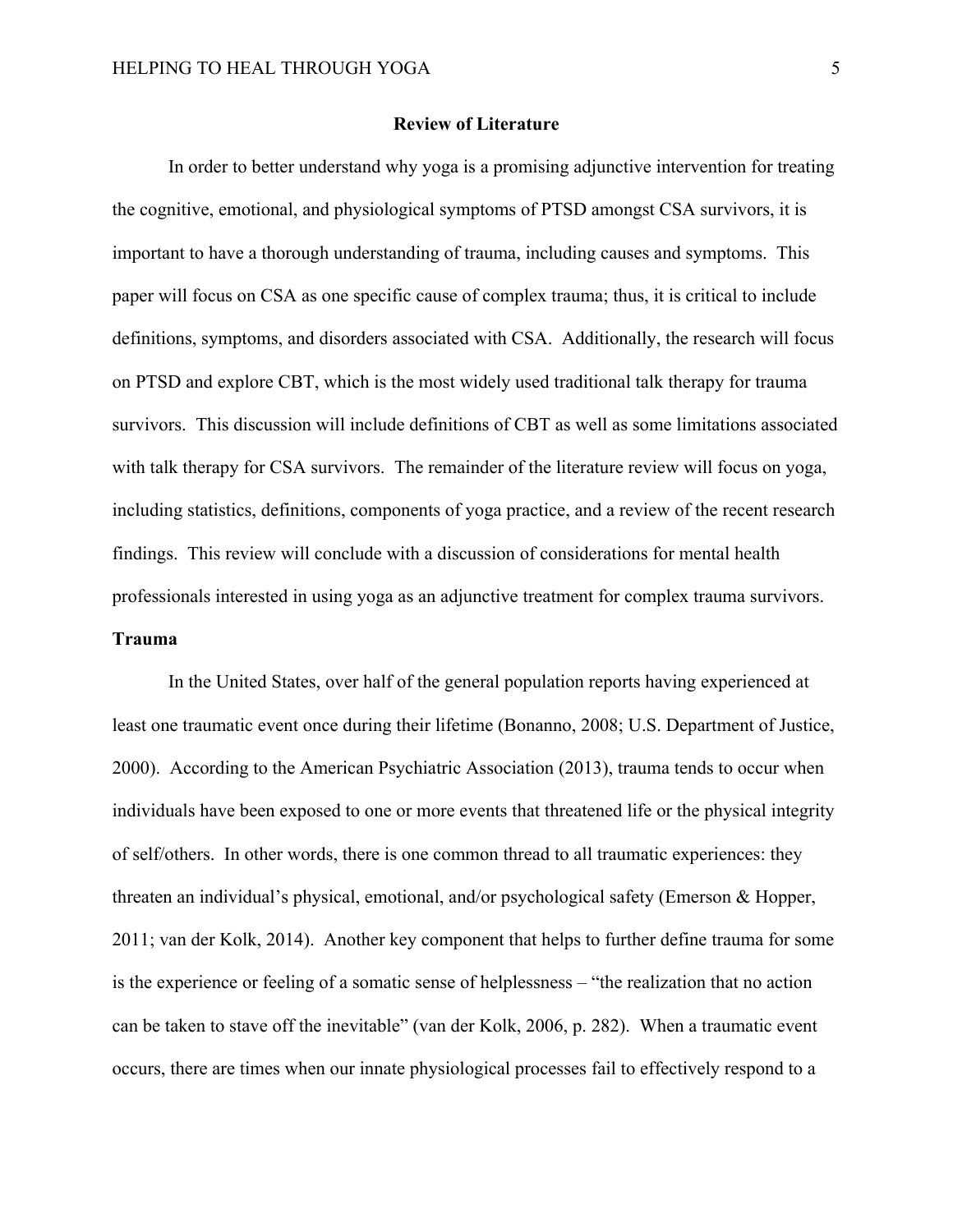## Review of Literature

In order to better understand why yoga is a promising adjunctive intervention for treating the cognitive, emotional, and physiological symptoms of PTSD amongst CSA survivors, it is important to have a thorough understanding of trauma, including causes and symptoms. This paper will focus on CSA as one specific cause of complex trauma; thus, it is critical to include definitions, symptoms, and disorders associated with CSA. Additionally, the research will focus on PTSD and explore CBT, which is the most widely used traditional talk therapy for trauma survivors. This discussion will include definitions of CBT as well as some limitations associated with talk therapy for CSA survivors. The remainder of the literature review will focus on yoga, including statistics, definitions, components of yoga practice, and a review of the recent research findings. This review will conclude with a discussion of considerations for mental health professionals interested in using yoga as an adjunctive treatment for complex trauma survivors.

### Trauma

In the United States, over half of the general population reports having experienced at least one traumatic event once during their lifetime (Bonanno, 2008; U.S. Department of Justice, 2000). According to the American Psychiatric Association (2013), trauma tends to occur when individuals have been exposed to one or more events that threatened life or the physical integrity of self/others. In other words, there is one common thread to all traumatic experiences: they threaten an individual's physical, emotional, and/or psychological safety (Emerson & Hopper, 2011; van der Kolk, 2014). Another key component that helps to further define trauma for some is the experience or feeling of a somatic sense of helplessness – "the realization that no action can be taken to stave off the inevitable" (van der Kolk, 2006, p. 282). When a traumatic event occurs, there are times when our innate physiological processes fail to effectively respond to a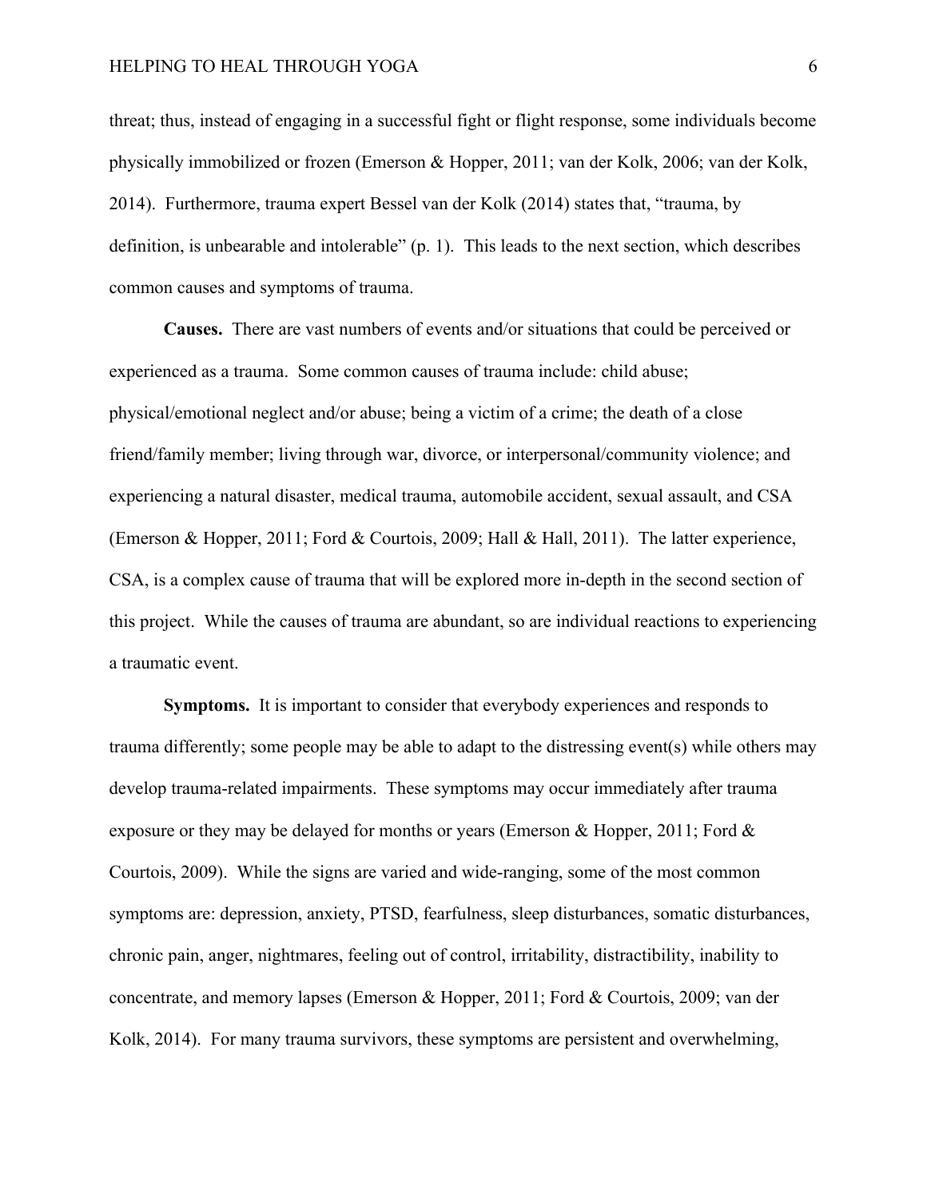threat; thus, instead of engaging in a successful fight or flight response, some individuals become physically immobilized or frozen (Emerson & Hopper, 2011; van der Kolk, 2006; van der Kolk, 2014). Furthermore, trauma expert Bessel van der Kolk (2014) states that, "trauma, by definition, is unbearable and intolerable" (p. 1). This leads to the next section, which describes common causes and symptoms of trauma.

**Causes.** There are vast numbers of events and/or situations that could be perceived or experienced as a trauma. Some common causes of trauma include: child abuse; physical/emotional neglect and/or abuse; being a victim of a crime; the death of a close friend/family member; living through war, divorce, or interpersonal/community violence; and experiencing a natural disaster, medical trauma, automobile accident, sexual assault, and CSA (Emerson & Hopper, 2011; Ford & Courtois, 2009; Hall & Hall, 2011). The latter experience, CSA, is a complex cause of trauma that will be explored more in-depth in the second section of this project. While the causes of trauma are abundant, so are individual reactions to experiencing a traumatic event.

**Symptoms.** It is important to consider that everybody experiences and responds to trauma differently; some people may be able to adapt to the distressing event(s) while others may develop trauma-related impairments. These symptoms may occur immediately after trauma exposure or they may be delayed for months or years (Emerson & Hopper, 2011; Ford & Courtois, 2009). While the signs are varied and wide-ranging, some of the most common symptoms are: depression, anxiety, PTSD, fearfulness, sleep disturbances, somatic disturbances, chronic pain, anger, nightmares, feeling out of control, irritability, distractibility, inability to concentrate, and memory lapses (Emerson & Hopper, 2011; Ford & Courtois, 2009; van der Kolk, 2014). For many trauma survivors, these symptoms are persistent and overwhelming,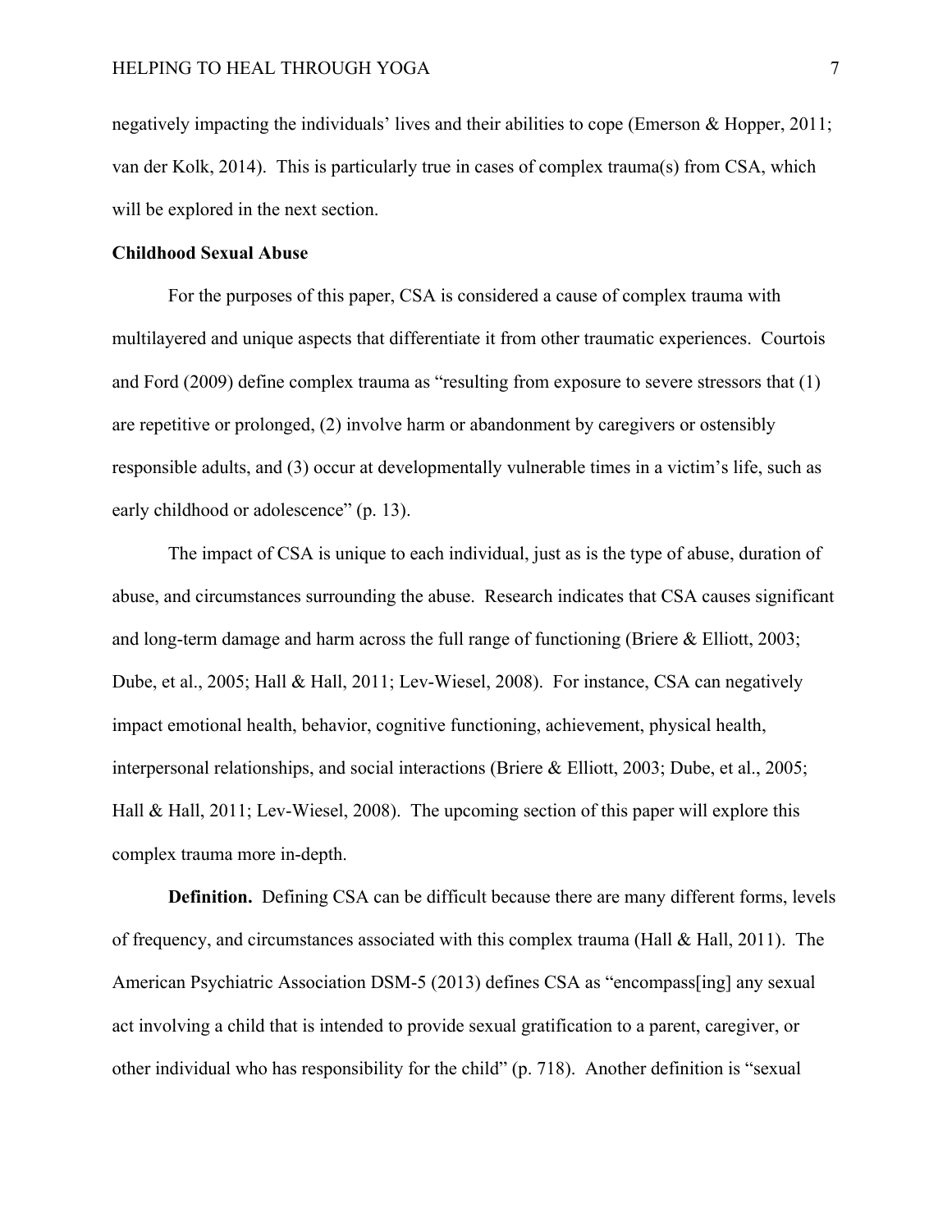negatively impacting the individuals' lives and their abilities to cope (Emerson & Hopper, 2011; van der Kolk, 2014). This is particularly true in cases of complex trauma(s) from CSA, which will be explored in the next section.

## Childhood Sexual Abuse

For the purposes of this paper, CSA is considered a cause of complex trauma with multilayered and unique aspects that differentiate it from other traumatic experiences. Courtois and Ford (2009) define complex trauma as "resulting from exposure to severe stressors that (1) are repetitive or prolonged, (2) involve harm or abandonment by caregivers or ostensibly responsible adults, and (3) occur at developmentally vulnerable times in a victim's life, such as early childhood or adolescence" (p. 13).

The impact of CSA is unique to each individual, just as is the type of abuse, duration of abuse, and circumstances surrounding the abuse. Research indicates that CSA causes significant and long-term damage and harm across the full range of functioning (Briere & Elliott, 2003; Dube, et al., 2005; Hall & Hall, 2011; Lev-Wiesel, 2008). For instance, CSA can negatively impact emotional health, behavior, cognitive functioning, achievement, physical health, interpersonal relationships, and social interactions (Briere & Elliott, 2003; Dube, et al., 2005; Hall & Hall, 2011; Lev-Wiesel, 2008). The upcoming section of this paper will explore this complex trauma more in-depth.

**Definition.** Defining CSA can be difficult because there are many different forms, levels of frequency, and circumstances associated with this complex trauma (Hall & Hall, 2011). The American Psychiatric Association DSM-5 (2013) defines CSA as "encompass[ing] any sexual act involving a child that is intended to provide sexual gratification to a parent, caregiver, or other individual who has responsibility for the child" (p. 718). Another definition is "sexual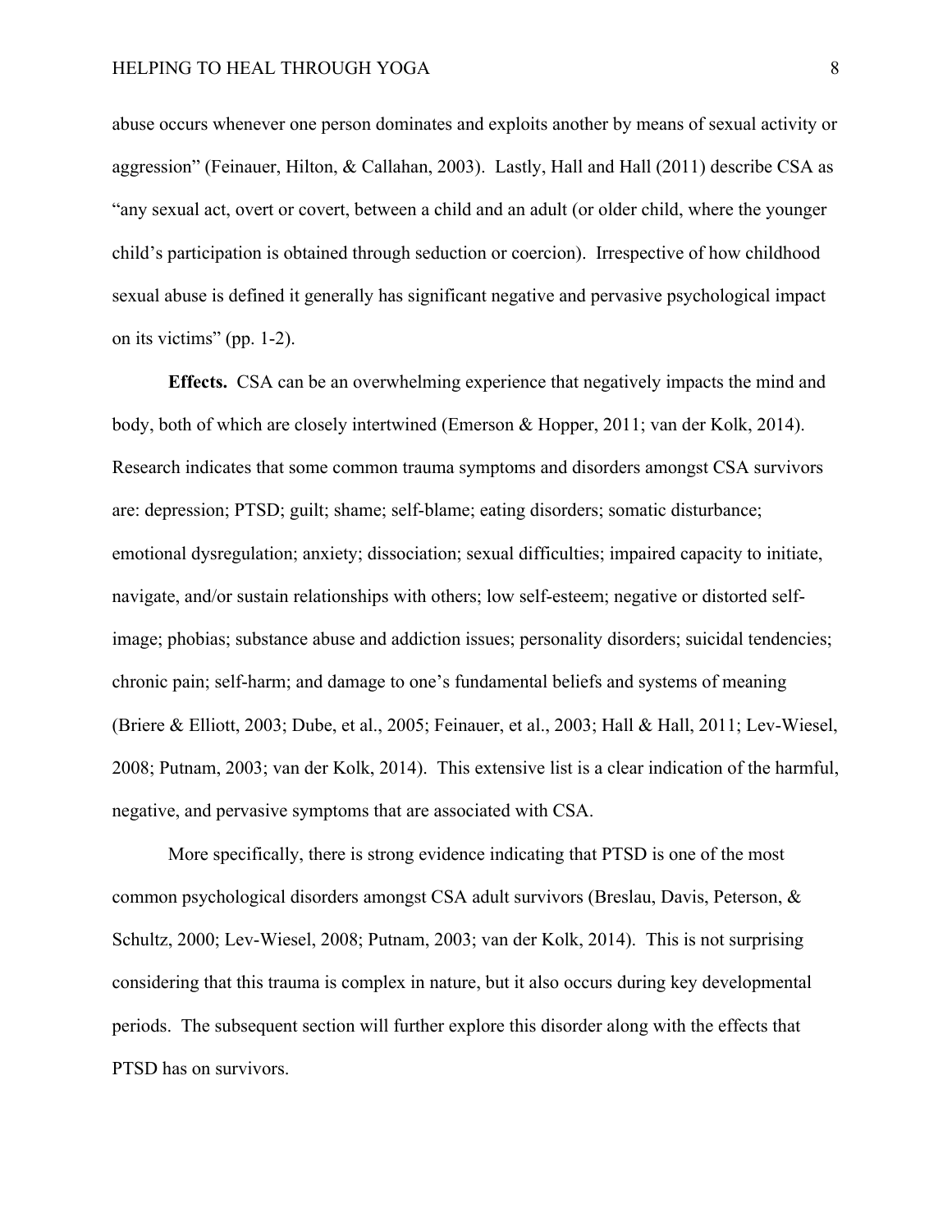abuse occurs whenever one person dominates and exploits another by means of sexual activity or aggression" (Feinauer, Hilton, & Callahan, 2003). Lastly, Hall and Hall (2011) describe CSA as "any sexual act, overt or covert, between a child and an adult (or older child, where the younger child's participation is obtained through seduction or coercion). Irrespective of how childhood sexual abuse is defined it generally has significant negative and pervasive psychological impact on its victims" (pp. 1-2).

**Effects.** CSA can be an overwhelming experience that negatively impacts the mind and body, both of which are closely intertwined (Emerson & Hopper, 2011; van der Kolk, 2014). Research indicates that some common trauma symptoms and disorders amongst CSA survivors are: depression; PTSD; guilt; shame; self-blame; eating disorders; somatic disturbance; emotional dysregulation; anxiety; dissociation; sexual difficulties; impaired capacity to initiate, navigate, and/or sustain relationships with others; low self-esteem; negative or distorted self-image; phobias; substance abuse and addiction issues; personality disorders; suicidal tendencies; chronic pain; self-harm; and damage to one's fundamental beliefs and systems of meaning (Briere & Elliott, 2003; Dube, et al., 2005; Feinauer, et al., 2003; Hall & Hall, 2011; Lev-Wiesel, 2008; Putnam, 2003; van der Kolk, 2014). This extensive list is a clear indication of the harmful, negative, and pervasive symptoms that are associated with CSA.

More specifically, there is strong evidence indicating that PTSD is one of the most common psychological disorders amongst CSA adult survivors (Breslau, Davis, Peterson, & Schultz, 2000; Lev-Wiesel, 2008; Putnam, 2003; van der Kolk, 2014). This is not surprising considering that this trauma is complex in nature, but it also occurs during key developmental periods. The subsequent section will further explore this disorder along with the effects that PTSD has on survivors.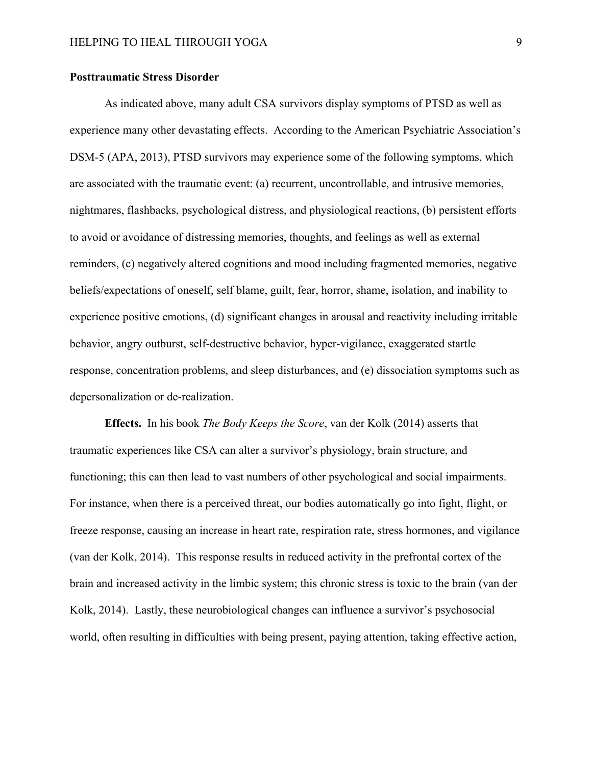## Posttraumatic Stress Disorder

As indicated above, many adult CSA survivors display symptoms of PTSD as well as experience many other devastating effects. According to the American Psychiatric Association's DSM-5 (APA, 2013), PTSD survivors may experience some of the following symptoms, which are associated with the traumatic event: (a) recurrent, uncontrollable, and intrusive memories, nightmares, flashbacks, psychological distress, and physiological reactions, (b) persistent efforts to avoid or avoidance of distressing memories, thoughts, and feelings as well as external reminders, (c) negatively altered cognitions and mood including fragmented memories, negative beliefs/expectations of oneself, self blame, guilt, fear, horror, shame, isolation, and inability to experience positive emotions, (d) significant changes in arousal and reactivity including irritable behavior, angry outburst, self-destructive behavior, hyper-vigilance, exaggerated startle response, concentration problems, and sleep disturbances, and (e) dissociation symptoms such as depersonalization or de-realization.

**Effects.** In his book *The Body Keeps the Score*, van der Kolk (2014) asserts that traumatic experiences like CSA can alter a survivor's physiology, brain structure, and functioning; this can then lead to vast numbers of other psychological and social impairments. For instance, when there is a perceived threat, our bodies automatically go into fight, flight, or freeze response, causing an increase in heart rate, respiration rate, stress hormones, and vigilance (van der Kolk, 2014). This response results in reduced activity in the prefrontal cortex of the brain and increased activity in the limbic system; this chronic stress is toxic to the brain (van der Kolk, 2014). Lastly, these neurobiological changes can influence a survivor's psychosocial world, often resulting in difficulties with being present, paying attention, taking effective action,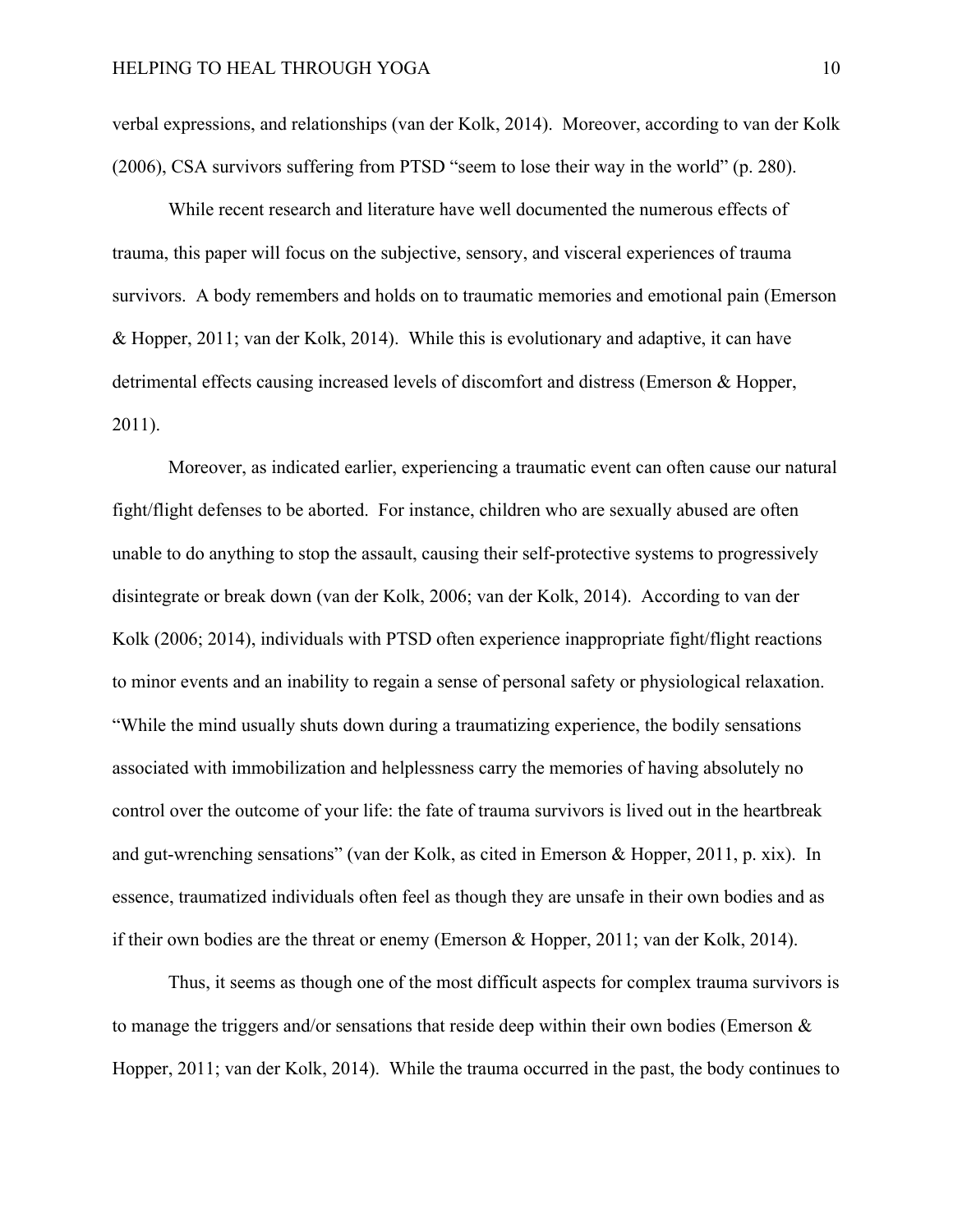verbal expressions, and relationships (van der Kolk, 2014). Moreover, according to van der Kolk (2006), CSA survivors suffering from PTSD "seem to lose their way in the world" (p. 280).

While recent research and literature have well documented the numerous effects of trauma, this paper will focus on the subjective, sensory, and visceral experiences of trauma survivors. A body remembers and holds on to traumatic memories and emotional pain (Emerson & Hopper, 2011; van der Kolk, 2014). While this is evolutionary and adaptive, it can have detrimental effects causing increased levels of discomfort and distress (Emerson & Hopper, 2011).

Moreover, as indicated earlier, experiencing a traumatic event can often cause our natural fight/flight defenses to be aborted. For instance, children who are sexually abused are often unable to do anything to stop the assault, causing their self-protective systems to progressively disintegrate or break down (van der Kolk, 2006; van der Kolk, 2014). According to van der Kolk (2006; 2014), individuals with PTSD often experience inappropriate fight/flight reactions to minor events and an inability to regain a sense of personal safety or physiological relaxation. "While the mind usually shuts down during a traumatizing experience, the bodily sensations associated with immobilization and helplessness carry the memories of having absolutely no control over the outcome of your life: the fate of trauma survivors is lived out in the heartbreak and gut-wrenching sensations" (van der Kolk, as cited in Emerson & Hopper, 2011, p. xix). In essence, traumatized individuals often feel as though they are unsafe in their own bodies and as if their own bodies are the threat or enemy (Emerson & Hopper, 2011; van der Kolk, 2014).

Thus, it seems as though one of the most difficult aspects for complex trauma survivors is to manage the triggers and/or sensations that reside deep within their own bodies (Emerson & Hopper, 2011; van der Kolk, 2014). While the trauma occurred in the past, the body continues to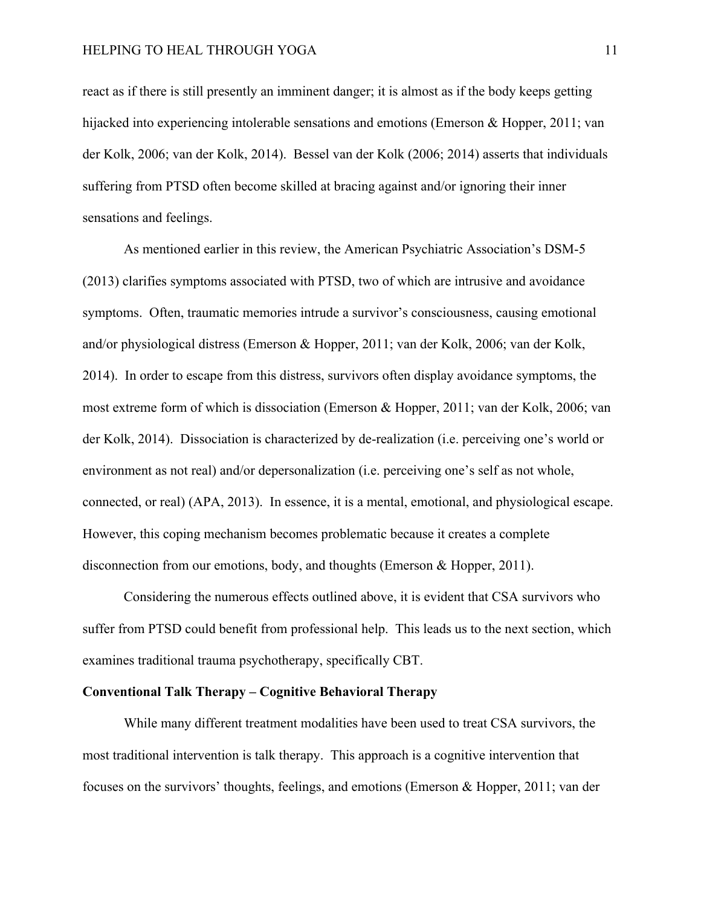react as if there is still presently an imminent danger; it is almost as if the body keeps getting hijacked into experiencing intolerable sensations and emotions (Emerson & Hopper, 2011; van der Kolk, 2006; van der Kolk, 2014). Bessel van der Kolk (2006; 2014) asserts that individuals suffering from PTSD often become skilled at bracing against and/or ignoring their inner sensations and feelings.

As mentioned earlier in this review, the American Psychiatric Association's DSM-5 (2013) clarifies symptoms associated with PTSD, two of which are intrusive and avoidance symptoms. Often, traumatic memories intrude a survivor's consciousness, causing emotional and/or physiological distress (Emerson & Hopper, 2011; van der Kolk, 2006; van der Kolk, 2014). In order to escape from this distress, survivors often display avoidance symptoms, the most extreme form of which is dissociation (Emerson & Hopper, 2011; van der Kolk, 2006; van der Kolk, 2014). Dissociation is characterized by de-realization (i.e. perceiving one's world or environment as not real) and/or depersonalization (i.e. perceiving one's self as not whole, connected, or real) (APA, 2013). In essence, it is a mental, emotional, and physiological escape. However, this coping mechanism becomes problematic because it creates a complete disconnection from our emotions, body, and thoughts (Emerson & Hopper, 2011).

Considering the numerous effects outlined above, it is evident that CSA survivors who suffer from PTSD could benefit from professional help. This leads us to the next section, which examines traditional trauma psychotherapy, specifically CBT.

**Conventional Talk Therapy – Cognitive Behavioral Therapy**

While many different treatment modalities have been used to treat CSA survivors, the most traditional intervention is talk therapy. This approach is a cognitive intervention that focuses on the survivors' thoughts, feelings, and emotions (Emerson & Hopper, 2011; van der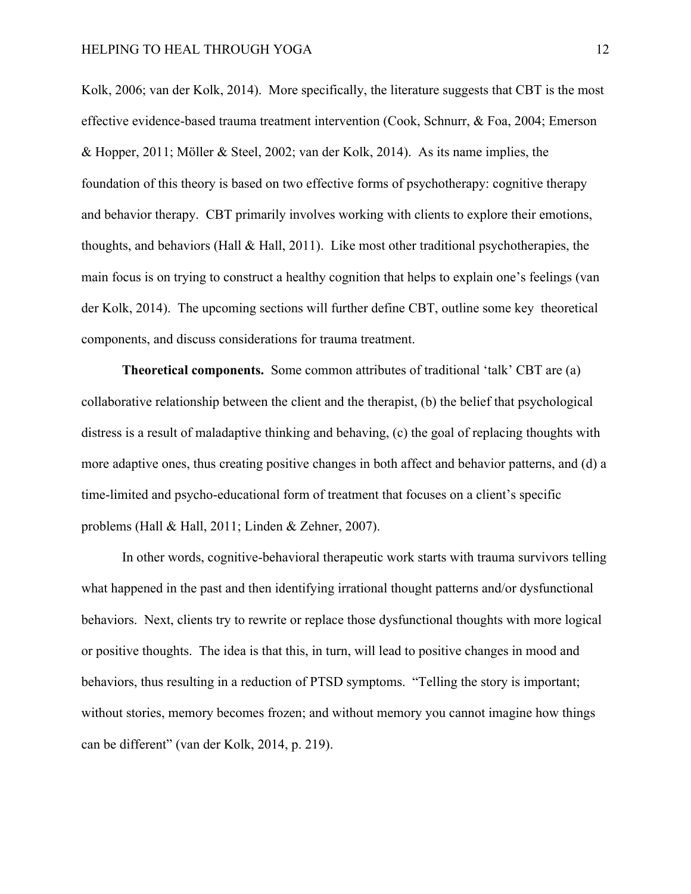Kolk, 2006; van der Kolk, 2014). More specifically, the literature suggests that CBT is the most effective evidence-based trauma treatment intervention (Cook, Schnurr, & Foa, 2004; Emerson & Hopper, 2011; Möller & Steel, 2002; van der Kolk, 2014). As its name implies, the foundation of this theory is based on two effective forms of psychotherapy: cognitive therapy and behavior therapy. CBT primarily involves working with clients to explore their emotions, thoughts, and behaviors (Hall & Hall, 2011). Like most other traditional psychotherapies, the main focus is on trying to construct a healthy cognition that helps to explain one's feelings (van der Kolk, 2014). The upcoming sections will further define CBT, outline some key theoretical components, and discuss considerations for trauma treatment.

**Theoretical components.** Some common attributes of traditional 'talk' CBT are (a) collaborative relationship between the client and the therapist, (b) the belief that psychological distress is a result of maladaptive thinking and behaving, (c) the goal of replacing thoughts with more adaptive ones, thus creating positive changes in both affect and behavior patterns, and (d) a time-limited and psycho-educational form of treatment that focuses on a client's specific problems (Hall & Hall, 2011; Linden & Zehner, 2007).

In other words, cognitive-behavioral therapeutic work starts with trauma survivors telling what happened in the past and then identifying irrational thought patterns and/or dysfunctional behaviors. Next, clients try to rewrite or replace those dysfunctional thoughts with more logical or positive thoughts. The idea is that this, in turn, will lead to positive changes in mood and behaviors, thus resulting in a reduction of PTSD symptoms. "Telling the story is important; without stories, memory becomes frozen; and without memory you cannot imagine how things can be different" (van der Kolk, 2014, p. 219).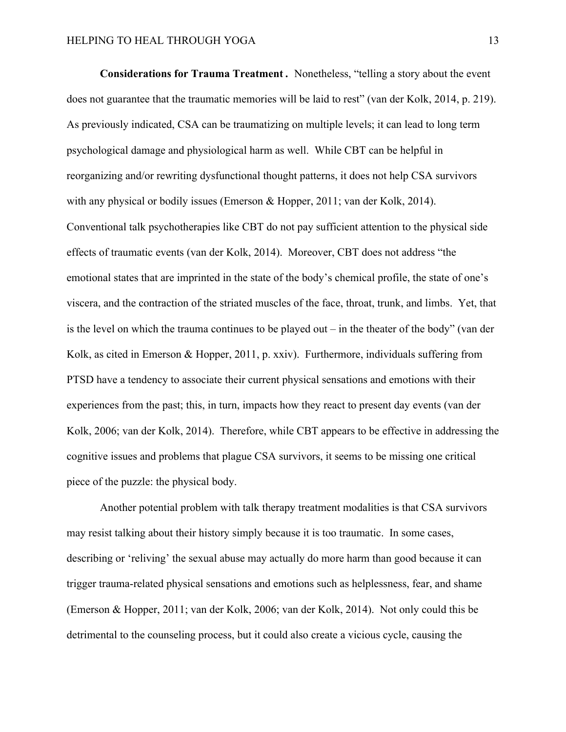**Considerations for Trauma Treatment .** Nonetheless, "telling a story about the event does not guarantee that the traumatic memories will be laid to rest" (van der Kolk, 2014, p. 219). As previously indicated, CSA can be traumatizing on multiple levels; it can lead to long term psychological damage and physiological harm as well. While CBT can be helpful in reorganizing and/or rewriting dysfunctional thought patterns, it does not help CSA survivors with any physical or bodily issues (Emerson & Hopper, 2011; van der Kolk, 2014). Conventional talk psychotherapies like CBT do not pay sufficient attention to the physical side effects of traumatic events (van der Kolk, 2014). Moreover, CBT does not address "the emotional states that are imprinted in the state of the body's chemical profile, the state of one's viscera, and the contraction of the striated muscles of the face, throat, trunk, and limbs. Yet, that is the level on which the trauma continues to be played out – in the theater of the body" (van der Kolk, as cited in Emerson & Hopper, 2011, p. xxiv). Furthermore, individuals suffering from PTSD have a tendency to associate their current physical sensations and emotions with their experiences from the past; this, in turn, impacts how they react to present day events (van der Kolk, 2006; van der Kolk, 2014). Therefore, while CBT appears to be effective in addressing the cognitive issues and problems that plague CSA survivors, it seems to be missing one critical piece of the puzzle: the physical body.

Another potential problem with talk therapy treatment modalities is that CSA survivors may resist talking about their history simply because it is too traumatic. In some cases, describing or 'reliving' the sexual abuse may actually do more harm than good because it can trigger trauma-related physical sensations and emotions such as helplessness, fear, and shame (Emerson & Hopper, 2011; van der Kolk, 2006; van der Kolk, 2014). Not only could this be detrimental to the counseling process, but it could also create a vicious cycle, causing the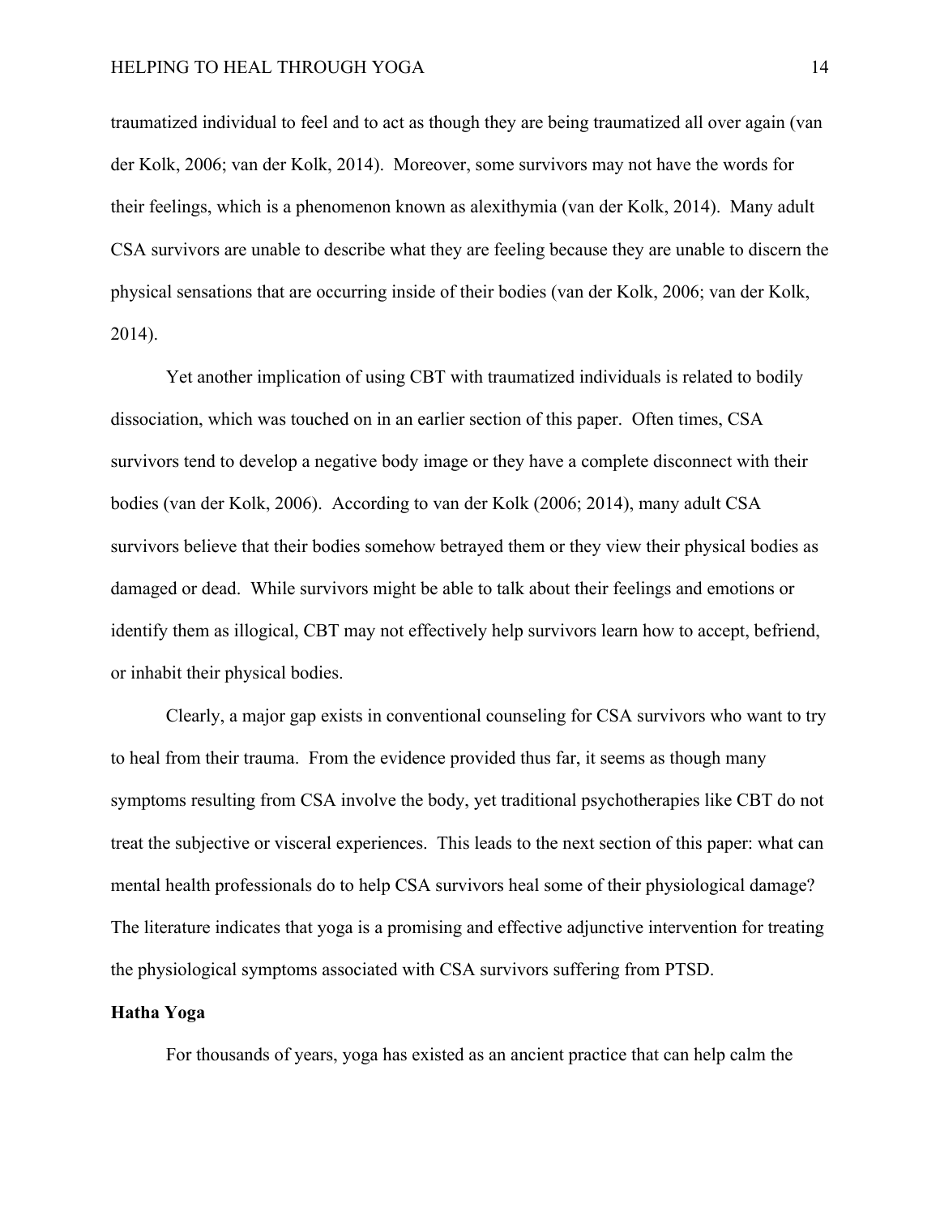traumatized individual to feel and to act as though they are being traumatized all over again (van der Kolk, 2006; van der Kolk, 2014). Moreover, some survivors may not have the words for their feelings, which is a phenomenon known as alexithymia (van der Kolk, 2014). Many adult CSA survivors are unable to describe what they are feeling because they are unable to discern the physical sensations that are occurring inside of their bodies (van der Kolk, 2006; van der Kolk, 2014).

Yet another implication of using CBT with traumatized individuals is related to bodily dissociation, which was touched on in an earlier section of this paper. Often times, CSA survivors tend to develop a negative body image or they have a complete disconnect with their bodies (van der Kolk, 2006). According to van der Kolk (2006; 2014), many adult CSA survivors believe that their bodies somehow betrayed them or they view their physical bodies as damaged or dead. While survivors might be able to talk about their feelings and emotions or identify them as illogical, CBT may not effectively help survivors learn how to accept, befriend, or inhabit their physical bodies.

Clearly, a major gap exists in conventional counseling for CSA survivors who want to try to heal from their trauma. From the evidence provided thus far, it seems as though many symptoms resulting from CSA involve the body, yet traditional psychotherapies like CBT do not treat the subjective or visceral experiences. This leads to the next section of this paper: what can mental health professionals do to help CSA survivors heal some of their physiological damage? The literature indicates that yoga is a promising and effective adjunctive intervention for treating the physiological symptoms associated with CSA survivors suffering from PTSD.

**Hatha Yoga**

For thousands of years, yoga has existed as an ancient practice that can help calm the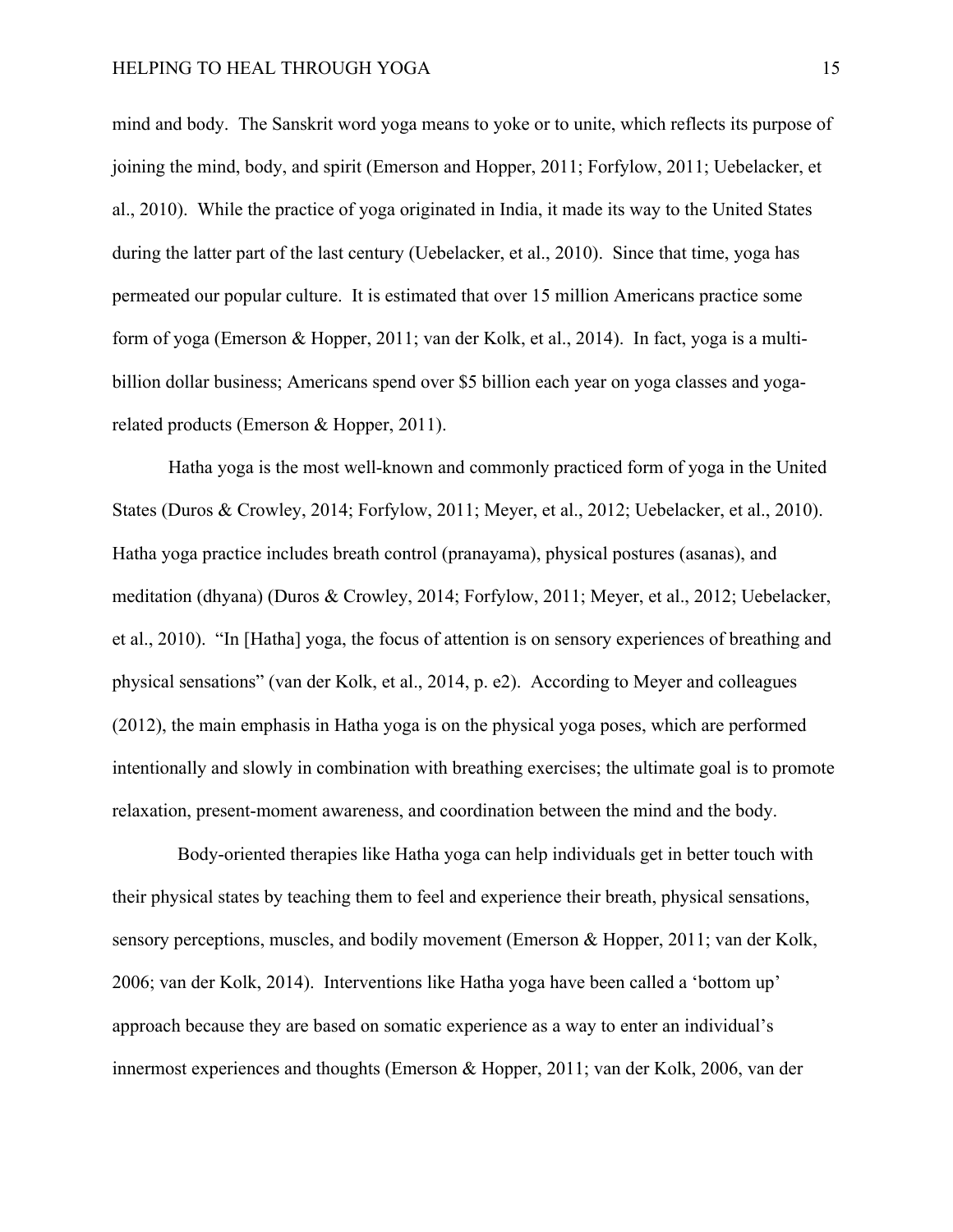mind and body. The Sanskrit word yoga means to yoke or to unite, which reflects its purpose of joining the mind, body, and spirit (Emerson and Hopper, 2011; Forfylow, 2011; Uebelacker, et al., 2010). While the practice of yoga originated in India, it made its way to the United States during the latter part of the last century (Uebelacker, et al., 2010). Since that time, yoga has permeated our popular culture. It is estimated that over 15 million Americans practice some form of yoga (Emerson & Hopper, 2011; van der Kolk, et al., 2014). In fact, yoga is a multi-billion dollar business; Americans spend over $5 billion each year on yoga classes and yoga-related products (Emerson & Hopper, 2011).

Hatha yoga is the most well-known and commonly practiced form of yoga in the United States (Duros & Crowley, 2014; Forfylow, 2011; Meyer, et al., 2012; Uebelacker, et al., 2010). Hatha yoga practice includes breath control (pranayama), physical postures (asanas), and meditation (dhyana) (Duros & Crowley, 2014; Forfylow, 2011; Meyer, et al., 2012; Uebelacker, et al., 2010). "In [Hatha] yoga, the focus of attention is on sensory experiences of breathing and physical sensations" (van der Kolk, et al., 2014, p. e2). According to Meyer and colleagues (2012), the main emphasis in Hatha yoga is on the physical yoga poses, which are performed intentionally and slowly in combination with breathing exercises; the ultimate goal is to promote relaxation, present-moment awareness, and coordination between the mind and the body.

Body-oriented therapies like Hatha yoga can help individuals get in better touch with their physical states by teaching them to feel and experience their breath, physical sensations, sensory perceptions, muscles, and bodily movement (Emerson & Hopper, 2011; van der Kolk, 2006; van der Kolk, 2014). Interventions like Hatha yoga have been called a 'bottom up' approach because they are based on somatic experience as a way to enter an individual's innermost experiences and thoughts (Emerson & Hopper, 2011; van der Kolk, 2006, van der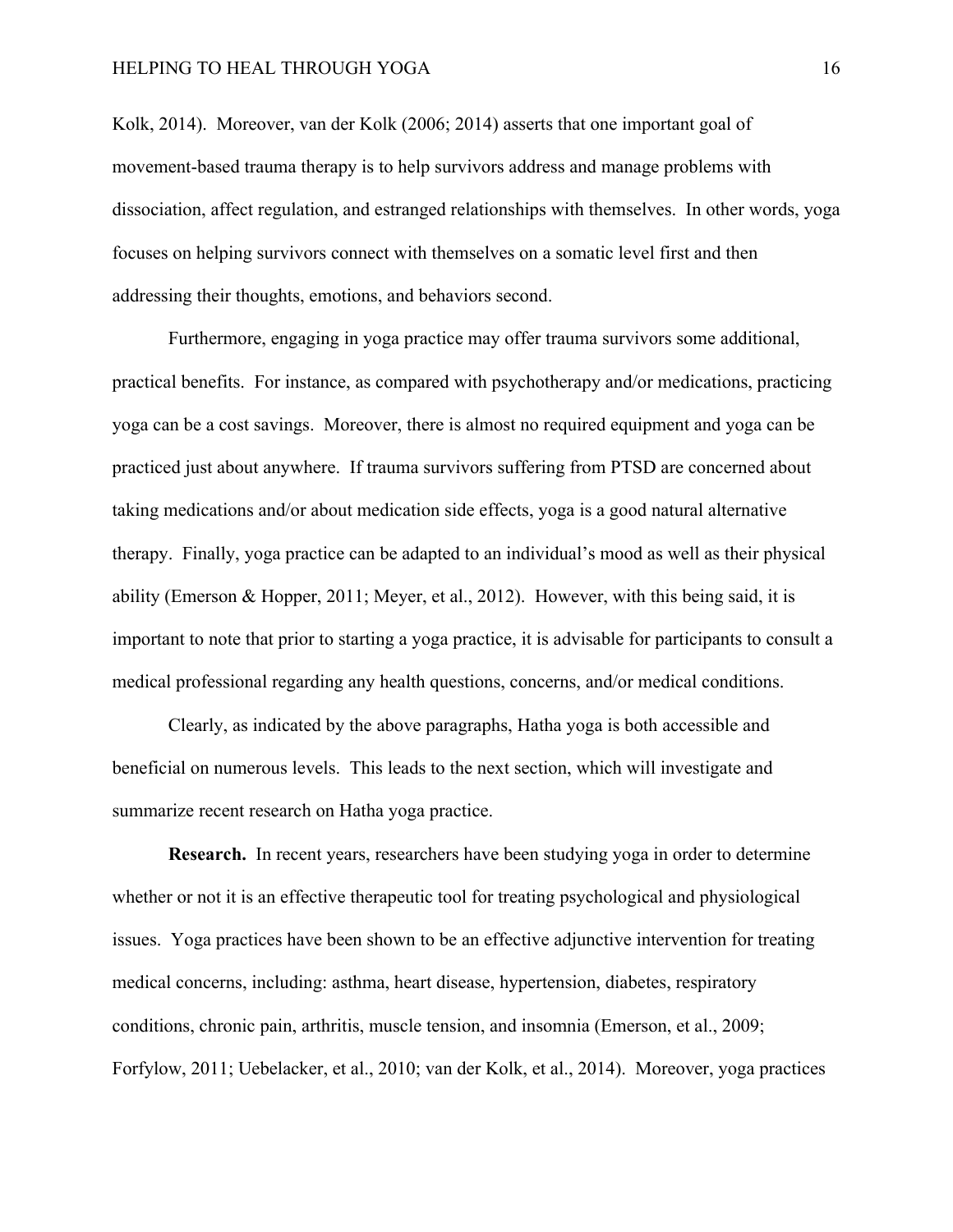Kolk, 2014). Moreover, van der Kolk (2006; 2014) asserts that one important goal of movement-based trauma therapy is to help survivors address and manage problems with dissociation, affect regulation, and estranged relationships with themselves. In other words, yoga focuses on helping survivors connect with themselves on a somatic level first and then addressing their thoughts, emotions, and behaviors second.

Furthermore, engaging in yoga practice may offer trauma survivors some additional, practical benefits. For instance, as compared with psychotherapy and/or medications, practicing yoga can be a cost savings. Moreover, there is almost no required equipment and yoga can be practiced just about anywhere. If trauma survivors suffering from PTSD are concerned about taking medications and/or about medication side effects, yoga is a good natural alternative therapy. Finally, yoga practice can be adapted to an individual's mood as well as their physical ability (Emerson & Hopper, 2011; Meyer, et al., 2012). However, with this being said, it is important to note that prior to starting a yoga practice, it is advisable for participants to consult a medical professional regarding any health questions, concerns, and/or medical conditions.

Clearly, as indicated by the above paragraphs, Hatha yoga is both accessible and beneficial on numerous levels. This leads to the next section, which will investigate and summarize recent research on Hatha yoga practice.

**Research.** In recent years, researchers have been studying yoga in order to determine whether or not it is an effective therapeutic tool for treating psychological and physiological issues. Yoga practices have been shown to be an effective adjunctive intervention for treating medical concerns, including: asthma, heart disease, hypertension, diabetes, respiratory conditions, chronic pain, arthritis, muscle tension, and insomnia (Emerson, et al., 2009; Forfylow, 2011; Uebelacker, et al., 2010; van der Kolk, et al., 2014). Moreover, yoga practices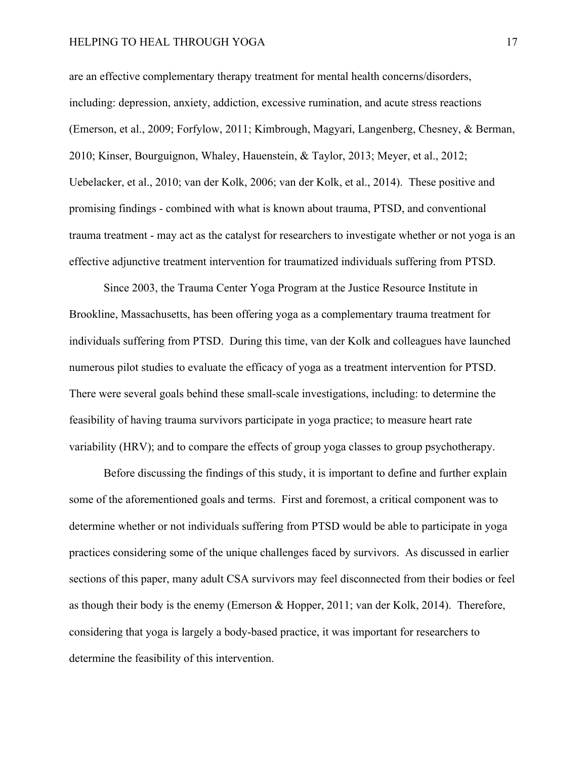are an effective complementary therapy treatment for mental health concerns/disorders, including: depression, anxiety, addiction, excessive rumination, and acute stress reactions (Emerson, et al., 2009; Forfylow, 2011; Kimbrough, Magyari, Langenberg, Chesney, & Berman, 2010; Kinser, Bourguignon, Whaley, Hauenstein, & Taylor, 2013; Meyer, et al., 2012; Uebelacker, et al., 2010; van der Kolk, 2006; van der Kolk, et al., 2014). These positive and promising findings - combined with what is known about trauma, PTSD, and conventional trauma treatment - may act as the catalyst for researchers to investigate whether or not yoga is an effective adjunctive treatment intervention for traumatized individuals suffering from PTSD.

Since 2003, the Trauma Center Yoga Program at the Justice Resource Institute in Brookline, Massachusetts, has been offering yoga as a complementary trauma treatment for individuals suffering from PTSD. During this time, van der Kolk and colleagues have launched numerous pilot studies to evaluate the efficacy of yoga as a treatment intervention for PTSD. There were several goals behind these small-scale investigations, including: to determine the feasibility of having trauma survivors participate in yoga practice; to measure heart rate variability (HRV); and to compare the effects of group yoga classes to group psychotherapy.

Before discussing the findings of this study, it is important to define and further explain some of the aforementioned goals and terms. First and foremost, a critical component was to determine whether or not individuals suffering from PTSD would be able to participate in yoga practices considering some of the unique challenges faced by survivors. As discussed in earlier sections of this paper, many adult CSA survivors may feel disconnected from their bodies or feel as though their body is the enemy (Emerson & Hopper, 2011; van der Kolk, 2014). Therefore, considering that yoga is largely a body-based practice, it was important for researchers to determine the feasibility of this intervention.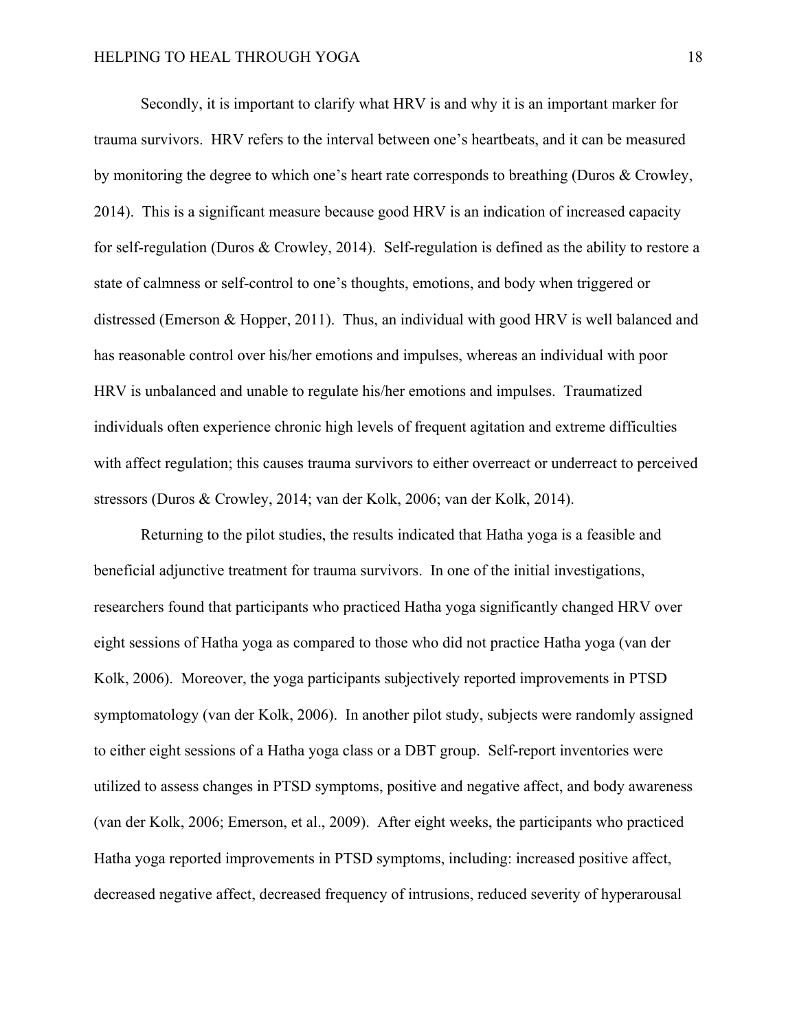Secondly, it is important to clarify what HRV is and why it is an important marker for trauma survivors. HRV refers to the interval between one's heartbeats, and it can be measured by monitoring the degree to which one's heart rate corresponds to breathing (Duros & Crowley, 2014). This is a significant measure because good HRV is an indication of increased capacity for self-regulation (Duros & Crowley, 2014). Self-regulation is defined as the ability to restore a state of calmness or self-control to one's thoughts, emotions, and body when triggered or distressed (Emerson & Hopper, 2011). Thus, an individual with good HRV is well balanced and has reasonable control over his/her emotions and impulses, whereas an individual with poor HRV is unbalanced and unable to regulate his/her emotions and impulses. Traumatized individuals often experience chronic high levels of frequent agitation and extreme difficulties with affect regulation; this causes trauma survivors to either overreact or underreact to perceived stressors (Duros & Crowley, 2014; van der Kolk, 2006; van der Kolk, 2014).

Returning to the pilot studies, the results indicated that Hatha yoga is a feasible and beneficial adjunctive treatment for trauma survivors. In one of the initial investigations, researchers found that participants who practiced Hatha yoga significantly changed HRV over eight sessions of Hatha yoga as compared to those who did not practice Hatha yoga (van der Kolk, 2006). Moreover, the yoga participants subjectively reported improvements in PTSD symptomatology (van der Kolk, 2006). In another pilot study, subjects were randomly assigned to either eight sessions of a Hatha yoga class or a DBT group. Self-report inventories were utilized to assess changes in PTSD symptoms, positive and negative affect, and body awareness (van der Kolk, 2006; Emerson, et al., 2009). After eight weeks, the participants who practiced Hatha yoga reported improvements in PTSD symptoms, including: increased positive affect, decreased negative affect, decreased frequency of intrusions, reduced severity of hyperarousal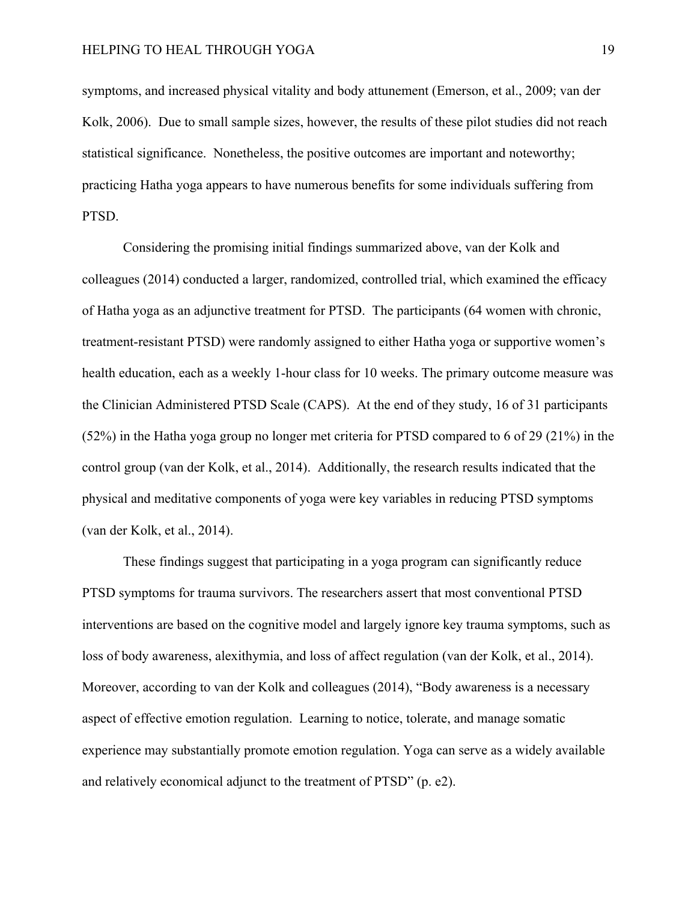symptoms, and increased physical vitality and body attunement (Emerson, et al., 2009; van der Kolk, 2006). Due to small sample sizes, however, the results of these pilot studies did not reach statistical significance. Nonetheless, the positive outcomes are important and noteworthy; practicing Hatha yoga appears to have numerous benefits for some individuals suffering from PTSD.

Considering the promising initial findings summarized above, van der Kolk and colleagues (2014) conducted a larger, randomized, controlled trial, which examined the efficacy of Hatha yoga as an adjunctive treatment for PTSD. The participants (64 women with chronic, treatment-resistant PTSD) were randomly assigned to either Hatha yoga or supportive women's health education, each as a weekly 1-hour class for 10 weeks. The primary outcome measure was the Clinician Administered PTSD Scale (CAPS). At the end of they study, 16 of 31 participants (52%) in the Hatha yoga group no longer met criteria for PTSD compared to 6 of 29 (21%) in the control group (van der Kolk, et al., 2014). Additionally, the research results indicated that the physical and meditative components of yoga were key variables in reducing PTSD symptoms (van der Kolk, et al., 2014).

These findings suggest that participating in a yoga program can significantly reduce PTSD symptoms for trauma survivors. The researchers assert that most conventional PTSD interventions are based on the cognitive model and largely ignore key trauma symptoms, such as loss of body awareness, alexithymia, and loss of affect regulation (van der Kolk, et al., 2014). Moreover, according to van der Kolk and colleagues (2014), "Body awareness is a necessary aspect of effective emotion regulation. Learning to notice, tolerate, and manage somatic experience may substantially promote emotion regulation. Yoga can serve as a widely available and relatively economical adjunct to the treatment of PTSD" (p. e2).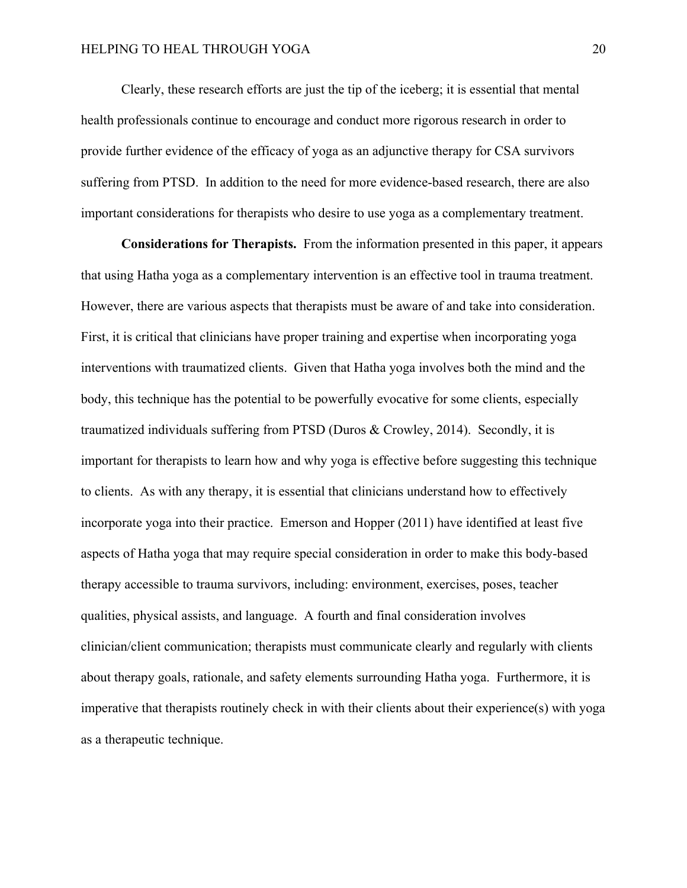Clearly, these research efforts are just the tip of the iceberg; it is essential that mental health professionals continue to encourage and conduct more rigorous research in order to provide further evidence of the efficacy of yoga as an adjunctive therapy for CSA survivors suffering from PTSD. In addition to the need for more evidence-based research, there are also important considerations for therapists who desire to use yoga as a complementary treatment.

**Considerations for Therapists.** From the information presented in this paper, it appears that using Hatha yoga as a complementary intervention is an effective tool in trauma treatment. However, there are various aspects that therapists must be aware of and take into consideration. First, it is critical that clinicians have proper training and expertise when incorporating yoga interventions with traumatized clients. Given that Hatha yoga involves both the mind and the body, this technique has the potential to be powerfully evocative for some clients, especially traumatized individuals suffering from PTSD (Duros & Crowley, 2014). Secondly, it is important for therapists to learn how and why yoga is effective before suggesting this technique to clients. As with any therapy, it is essential that clinicians understand how to effectively incorporate yoga into their practice. Emerson and Hopper (2011) have identified at least five aspects of Hatha yoga that may require special consideration in order to make this body-based therapy accessible to trauma survivors, including: environment, exercises, poses, teacher qualities, physical assists, and language. A fourth and final consideration involves clinician/client communication; therapists must communicate clearly and regularly with clients about therapy goals, rationale, and safety elements surrounding Hatha yoga. Furthermore, it is imperative that therapists routinely check in with their clients about their experience(s) with yoga as a therapeutic technique.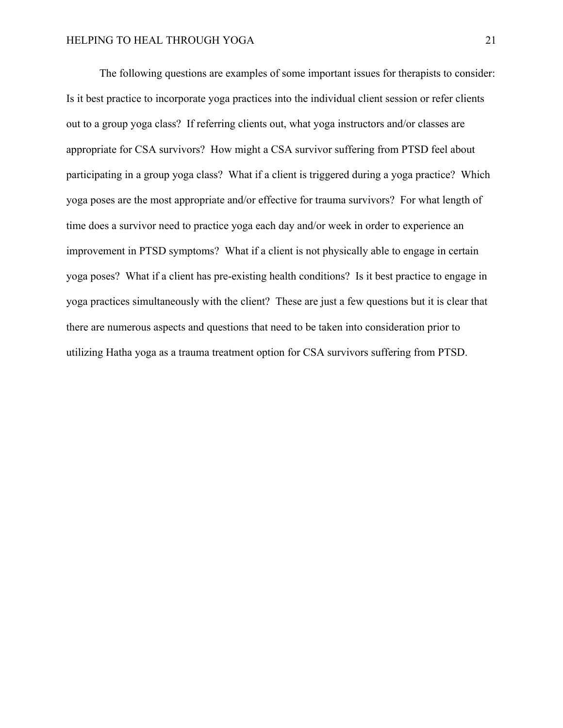The following questions are examples of some important issues for therapists to consider: Is it best practice to incorporate yoga practices into the individual client session or refer clients out to a group yoga class? If referring clients out, what yoga instructors and/or classes are appropriate for CSA survivors? How might a CSA survivor suffering from PTSD feel about participating in a group yoga class? What if a client is triggered during a yoga practice? Which yoga poses are the most appropriate and/or effective for trauma survivors? For what length of time does a survivor need to practice yoga each day and/or week in order to experience an improvement in PTSD symptoms? What if a client is not physically able to engage in certain yoga poses? What if a client has pre-existing health conditions? Is it best practice to engage in yoga practices simultaneously with the client? These are just a few questions but it is clear that there are numerous aspects and questions that need to be taken into consideration prior to utilizing Hatha yoga as a trauma treatment option for CSA survivors suffering from PTSD.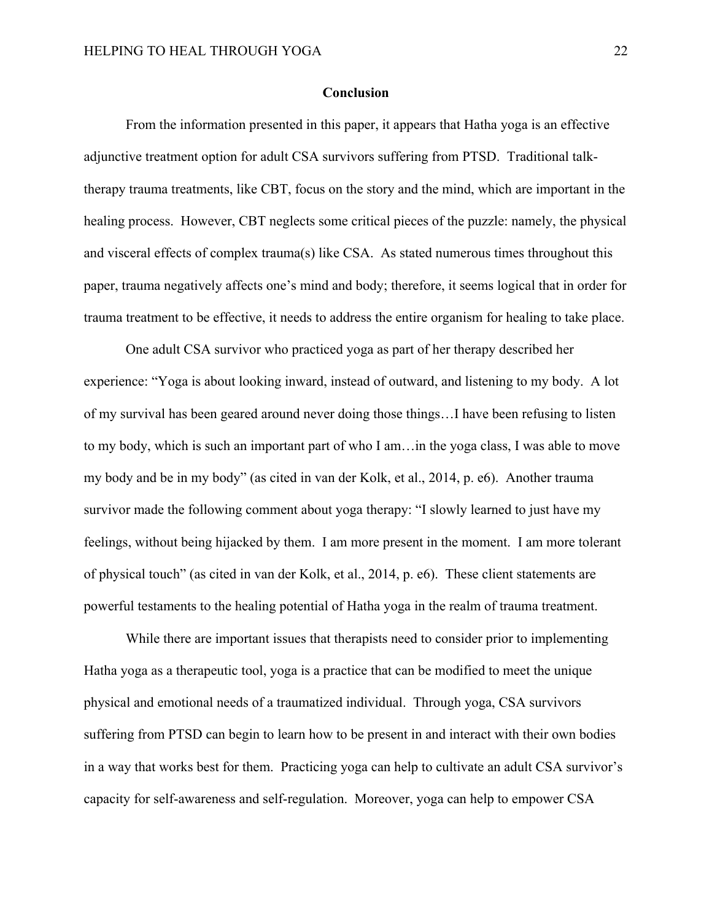## Conclusion

From the information presented in this paper, it appears that Hatha yoga is an effective adjunctive treatment option for adult CSA survivors suffering from PTSD. Traditional talk-therapy trauma treatments, like CBT, focus on the story and the mind, which are important in the healing process. However, CBT neglects some critical pieces of the puzzle: namely, the physical and visceral effects of complex trauma(s) like CSA. As stated numerous times throughout this paper, trauma negatively affects one's mind and body; therefore, it seems logical that in order for trauma treatment to be effective, it needs to address the entire organism for healing to take place.

One adult CSA survivor who practiced yoga as part of her therapy described her experience: "Yoga is about looking inward, instead of outward, and listening to my body. A lot of my survival has been geared around never doing those things…I have been refusing to listen to my body, which is such an important part of who I am…in the yoga class, I was able to move my body and be in my body" (as cited in van der Kolk, et al., 2014, p. e6). Another trauma survivor made the following comment about yoga therapy: "I slowly learned to just have my feelings, without being hijacked by them. I am more present in the moment. I am more tolerant of physical touch" (as cited in van der Kolk, et al., 2014, p. e6). These client statements are powerful testaments to the healing potential of Hatha yoga in the realm of trauma treatment.

While there are important issues that therapists need to consider prior to implementing Hatha yoga as a therapeutic tool, yoga is a practice that can be modified to meet the unique physical and emotional needs of a traumatized individual. Through yoga, CSA survivors suffering from PTSD can begin to learn how to be present in and interact with their own bodies in a way that works best for them. Practicing yoga can help to cultivate an adult CSA survivor's capacity for self-awareness and self-regulation. Moreover, yoga can help to empower CSA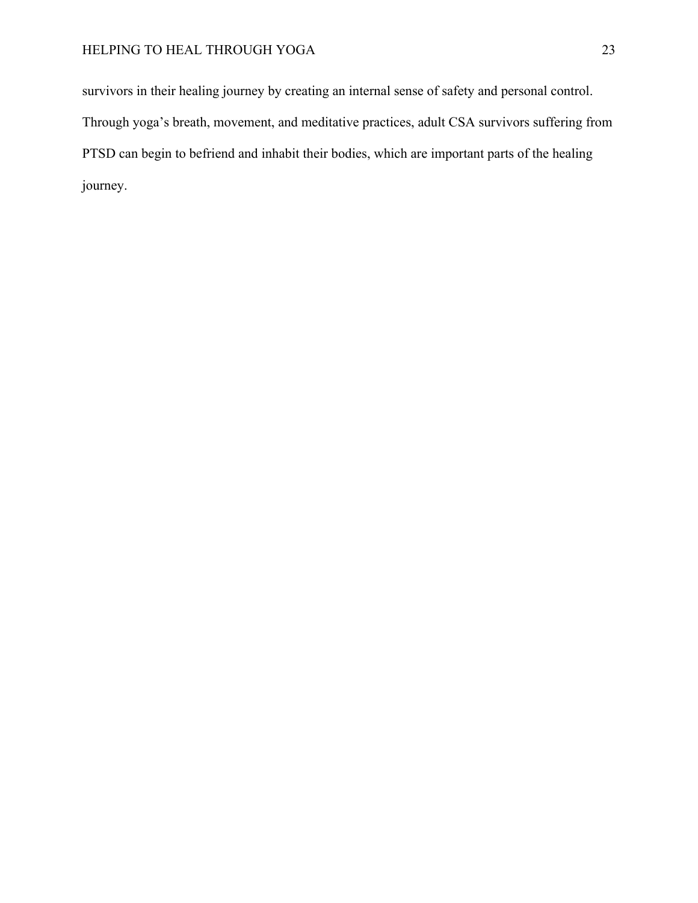survivors in their healing journey by creating an internal sense of safety and personal control. Through yoga's breath, movement, and meditative practices, adult CSA survivors suffering from PTSD can begin to befriend and inhabit their bodies, which are important parts of the healing journey.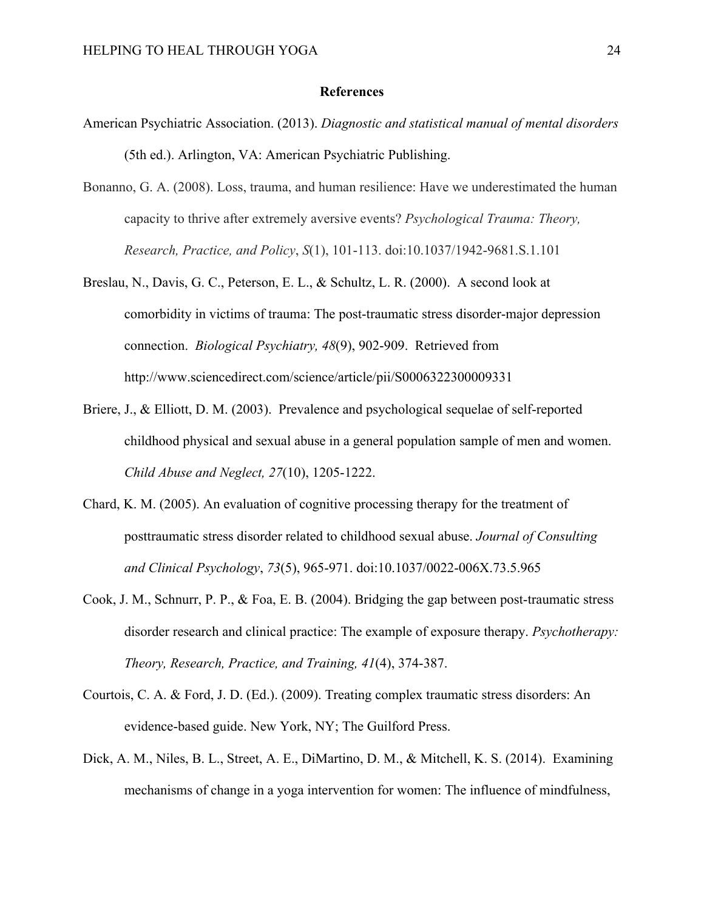# References

American Psychiatric Association. (2013). *Diagnostic and statistical manual of mental disorders* (5th ed.). Arlington, VA: American Psychiatric Publishing.

Bonanno, G. A. (2008). Loss, trauma, and human resilience: Have we underestimated the human capacity to thrive after extremely aversive events? *Psychological Trauma: Theory, Research, Practice, and Policy*, *S*(1), 101-113. doi:10.1037/1942-9681.S.1.101

Breslau, N., Davis, G. C., Peterson, E. L., & Schultz, L. R. (2000). A second look at comorbidity in victims of trauma: The post-traumatic stress disorder-major depression connection. *Biological Psychiatry, 48*(9), 902-909. Retrieved from http://www.sciencedirect.com/science/article/pii/S0006322300009331

Briere, J., & Elliott, D. M. (2003). Prevalence and psychological sequelae of self-reported childhood physical and sexual abuse in a general population sample of men and women. *Child Abuse and Neglect, 27*(10), 1205-1222.

Chard, K. M. (2005). An evaluation of cognitive processing therapy for the treatment of posttraumatic stress disorder related to childhood sexual abuse. *Journal of Consulting and Clinical Psychology*, *73*(5), 965-971. doi:10.1037/0022-006X.73.5.965

Cook, J. M., Schnurr, P. P., & Foa, E. B. (2004). Bridging the gap between post-traumatic stress disorder research and clinical practice: The example of exposure therapy. *Psychotherapy: Theory, Research, Practice, and Training, 41*(4), 374-387.

Courtois, C. A. & Ford, J. D. (Ed.). (2009). Treating complex traumatic stress disorders: An evidence-based guide. New York, NY; The Guilford Press.

Dick, A. M., Niles, B. L., Street, A. E., DiMartino, D. M., & Mitchell, K. S. (2014). Examining mechanisms of change in a yoga intervention for women: The influence of mindfulness,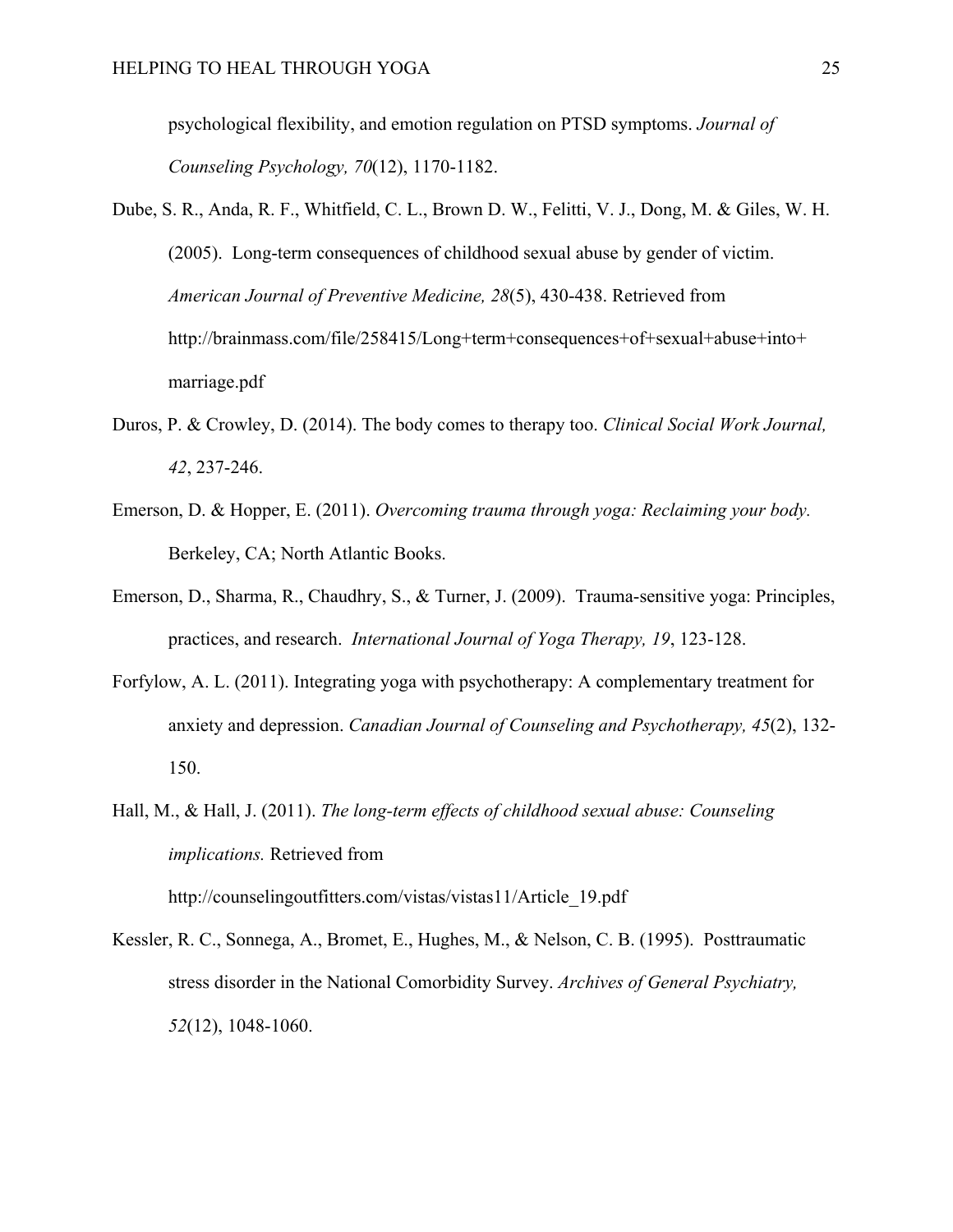psychological flexibility, and emotion regulation on PTSD symptoms. *Journal of Counseling Psychology, 70*(12), 1170-1182.

Dube, S. R., Anda, R. F., Whitfield, C. L., Brown D. W., Felitti, V. J., Dong, M. & Giles, W. H. (2005). Long-term consequences of childhood sexual abuse by gender of victim. *American Journal of Preventive Medicine, 28*(5), 430-438. Retrieved from http://brainmass.com/file/258415/Long+term+consequences+of+sexual+abuse+into+marriage.pdf

Duros, P. & Crowley, D. (2014). The body comes to therapy too. *Clinical Social Work Journal, 42*, 237-246.

Emerson, D. & Hopper, E. (2011). *Overcoming trauma through yoga: Reclaiming your body.* Berkeley, CA; North Atlantic Books.

Emerson, D., Sharma, R., Chaudhry, S., & Turner, J. (2009). Trauma-sensitive yoga: Principles, practices, and research. *International Journal of Yoga Therapy, 19*, 123-128.

Forfylow, A. L. (2011). Integrating yoga with psychotherapy: A complementary treatment for anxiety and depression. *Canadian Journal of Counseling and Psychotherapy, 45*(2), 132-150.

Hall, M., & Hall, J. (2011). *The long-term effects of childhood sexual abuse: Counseling implications.* Retrieved from http://counselingoutfitters.com/vistas/vistas11/Article_19.pdf

Kessler, R. C., Sonnega, A., Bromet, E., Hughes, M., & Nelson, C. B. (1995). Posttraumatic stress disorder in the National Comorbidity Survey. *Archives of General Psychiatry, 52*(12), 1048-1060.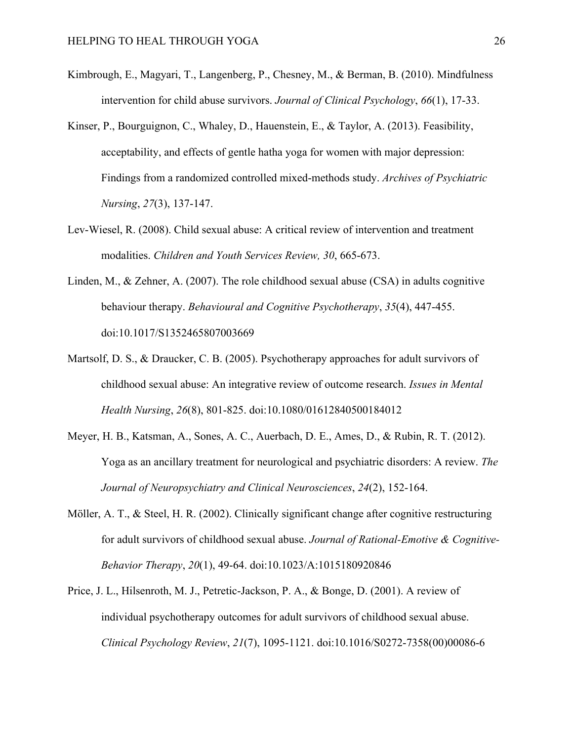Kimbrough, E., Magyari, T., Langenberg, P., Chesney, M., & Berman, B. (2010). Mindfulness intervention for child abuse survivors. *Journal of Clinical Psychology*, *66*(1), 17-33.

Kinser, P., Bourguignon, C., Whaley, D., Hauenstein, E., & Taylor, A. (2013). Feasibility, acceptability, and effects of gentle hatha yoga for women with major depression: Findings from a randomized controlled mixed-methods study. *Archives of Psychiatric Nursing*, *27*(3), 137-147.

Lev-Wiesel, R. (2008). Child sexual abuse: A critical review of intervention and treatment modalities. *Children and Youth Services Review, 30*, 665-673.

Linden, M., & Zehner, A. (2007). The role childhood sexual abuse (CSA) in adults cognitive behaviour therapy. *Behavioural and Cognitive Psychotherapy*, *35*(4), 447-455. doi:10.1017/S1352465807003669

Martsolf, D. S., & Draucker, C. B. (2005). Psychotherapy approaches for adult survivors of childhood sexual abuse: An integrative review of outcome research. *Issues in Mental Health Nursing*, *26*(8), 801-825. doi:10.1080/01612840500184012

Meyer, H. B., Katsman, A., Sones, A. C., Auerbach, D. E., Ames, D., & Rubin, R. T. (2012). Yoga as an ancillary treatment for neurological and psychiatric disorders: A review. *The Journal of Neuropsychiatry and Clinical Neurosciences*, *24*(2), 152-164.

Möller, A. T., & Steel, H. R. (2002). Clinically significant change after cognitive restructuring for adult survivors of childhood sexual abuse. *Journal of Rational-Emotive & Cognitive-Behavior Therapy*, *20*(1), 49-64. doi:10.1023/A:1015180920846

Price, J. L., Hilsenroth, M. J., Petretic-Jackson, P. A., & Bonge, D. (2001). A review of individual psychotherapy outcomes for adult survivors of childhood sexual abuse. *Clinical Psychology Review*, *21*(7), 1095-1121. doi:10.1016/S0272-7358(00)00086-6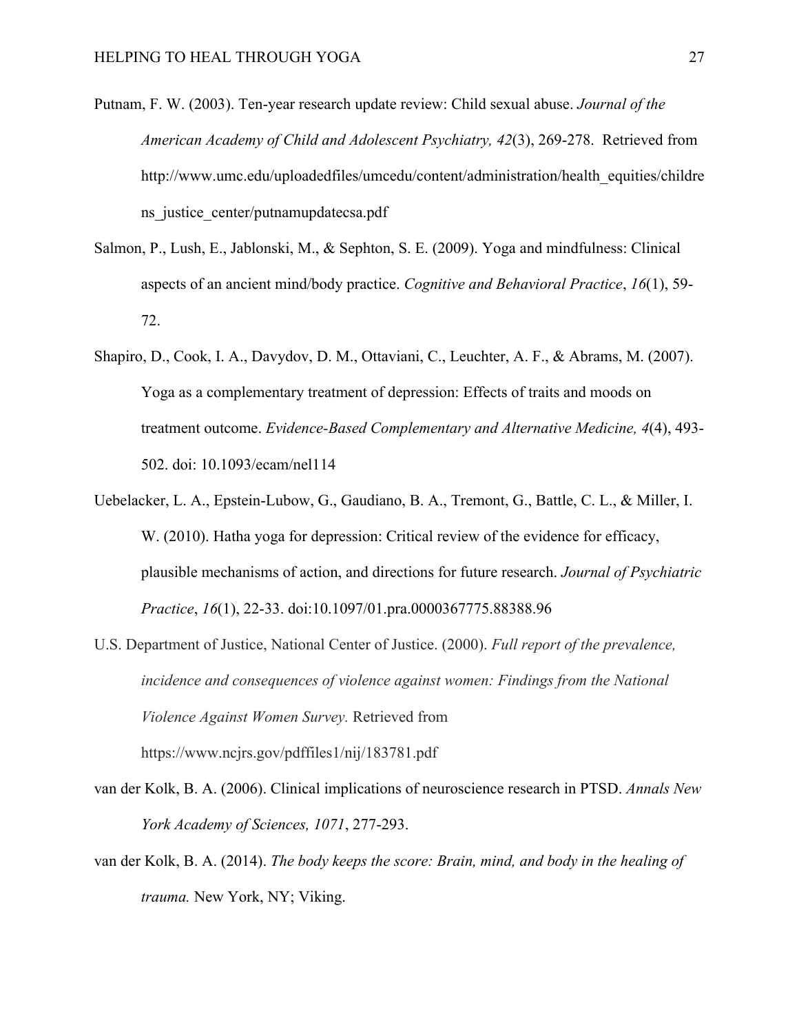Putnam, F. W. (2003). Ten-year research update review: Child sexual abuse. *Journal of the American Academy of Child and Adolescent Psychiatry, 42*(3), 269-278. Retrieved from http://www.umc.edu/uploadedfiles/umcedu/content/administration/health_equities/childrens_justice_center/putnamupdatecsa.pdf

Salmon, P., Lush, E., Jablonski, M., & Sephton, S. E. (2009). Yoga and mindfulness: Clinical aspects of an ancient mind/body practice. *Cognitive and Behavioral Practice*, *16*(1), 59-72.

Shapiro, D., Cook, I. A., Davydov, D. M., Ottaviani, C., Leuchter, A. F., & Abrams, M. (2007). Yoga as a complementary treatment of depression: Effects of traits and moods on treatment outcome. *Evidence-Based Complementary and Alternative Medicine, 4*(4), 493-502. doi: 10.1093/ecam/nel114

Uebelacker, L. A., Epstein-Lubow, G., Gaudiano, B. A., Tremont, G., Battle, C. L., & Miller, I. W. (2010). Hatha yoga for depression: Critical review of the evidence for efficacy, plausible mechanisms of action, and directions for future research. *Journal of Psychiatric Practice*, *16*(1), 22-33. doi:10.1097/01.pra.0000367775.88388.96

U.S. Department of Justice, National Center of Justice. (2000). *Full report of the prevalence, incidence and consequences of violence against women: Findings from the National Violence Against Women Survey.* Retrieved from https://www.ncjrs.gov/pdffiles1/nij/183781.pdf

van der Kolk, B. A. (2006). Clinical implications of neuroscience research in PTSD. *Annals New York Academy of Sciences, 1071*, 277-293.

van der Kolk, B. A. (2014). *The body keeps the score: Brain, mind, and body in the healing of trauma.* New York, NY; Viking.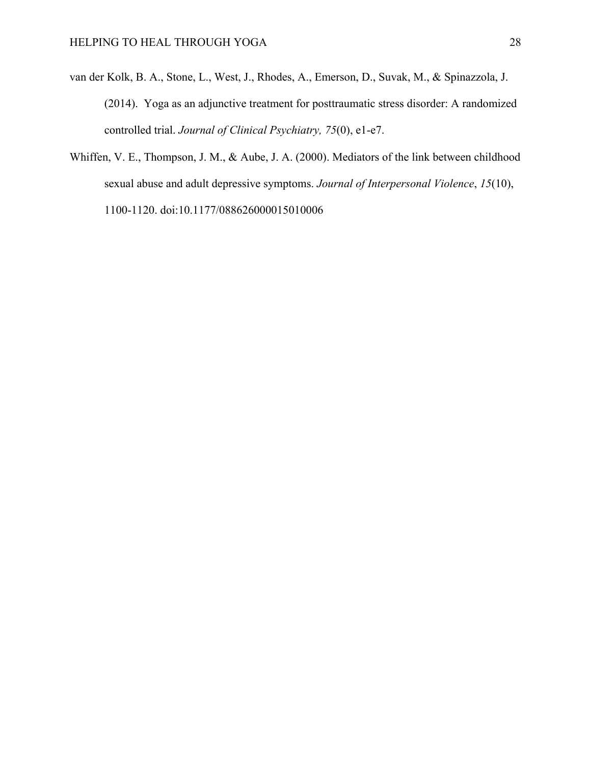van der Kolk, B. A., Stone, L., West, J., Rhodes, A., Emerson, D., Suvak, M., & Spinazzola, J. (2014). Yoga as an adjunctive treatment for posttraumatic stress disorder: A randomized controlled trial. *Journal of Clinical Psychiatry, 75*(0), e1-e7.

Whiffen, V. E., Thompson, J. M., & Aube, J. A. (2000). Mediators of the link between childhood sexual abuse and adult depressive symptoms. *Journal of Interpersonal Violence*, *15*(10), 1100-1120. doi:10.1177/088626000015010006